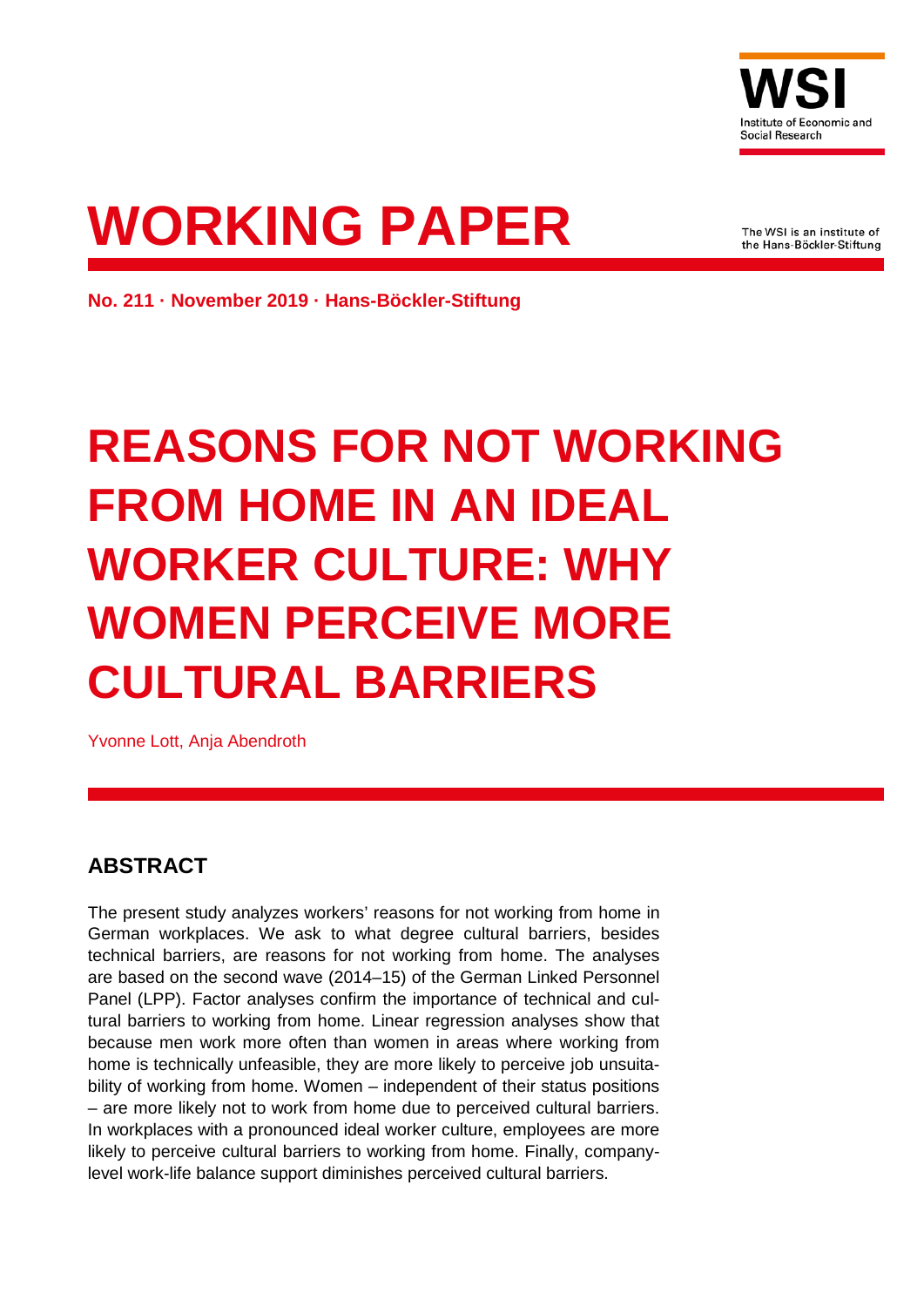WSI

Institute of Economic and Social Research

# WORKING PAPER

The WSI is an institute of the Hans-Böckler-Stiftung

**No. 211 · November 2019 · Hans-Böckler-Stiftung**

# REASONS FOR NOT WORKING FROM HOME IN AN IDEAL WORKER CULTURE: WHY WOMEN PERCEIVE MORE CULTURAL BARRIERS

Yvonne Lott, Anja Abendroth

## ABSTRACT

The present study analyzes workers' reasons for not working from home in German workplaces. We ask to what degree cultural barriers, besides technical barriers, are reasons for not working from home. The analyses are based on the second wave (2014–15) of the German Linked Personnel Panel (LPP). Factor analyses confirm the importance of technical and cultural barriers to working from home. Linear regression analyses show that because men work more often than women in areas where working from home is technically unfeasible, they are more likely to perceive job unsuitability of working from home. Women – independent of their status positions – are more likely not to work from home due to perceived cultural barriers. In workplaces with a pronounced ideal worker culture, employees are more likely to perceive cultural barriers to working from home. Finally, company-level work-life balance support diminishes perceived cultural barriers.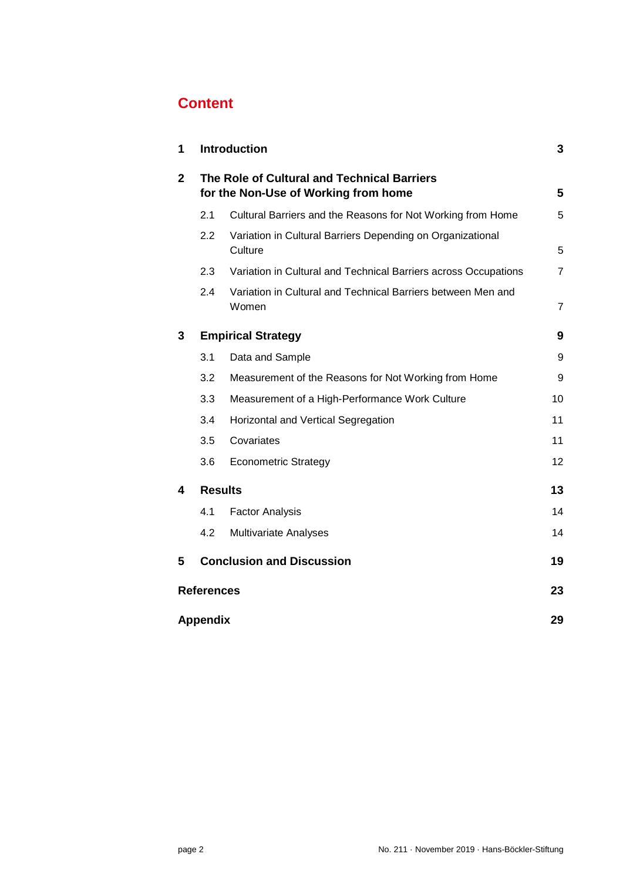# Content

| | | |
|---|---|---|
| **1** | **Introduction** | **3** |
| **2** | **The Role of Cultural and Technical Barriers for the Non-Use of Working from home** | **5** |
| 2.1 | Cultural Barriers and the Reasons for Not Working from Home | 5 |
| 2.2 | Variation in Cultural Barriers Depending on Organizational Culture | 5 |
| 2.3 | Variation in Cultural and Technical Barriers across Occupations | 7 |
| 2.4 | Variation in Cultural and Technical Barriers between Men and Women | 7 |
| **3** | **Empirical Strategy** | **9** |
| 3.1 | Data and Sample | 9 |
| 3.2 | Measurement of the Reasons for Not Working from Home | 9 |
| 3.3 | Measurement of a High-Performance Work Culture | 10 |
| 3.4 | Horizontal and Vertical Segregation | 11 |
| 3.5 | Covariates | 11 |
| 3.6 | Econometric Strategy | 12 |
| **4** | **Results** | **13** |
| 4.1 | Factor Analysis | 14 |
| 4.2 | Multivariate Analyses | 14 |
| **5** | **Conclusion and Discussion** | **19** |
| | **References** | **23** |
| | **Appendix** | **29** |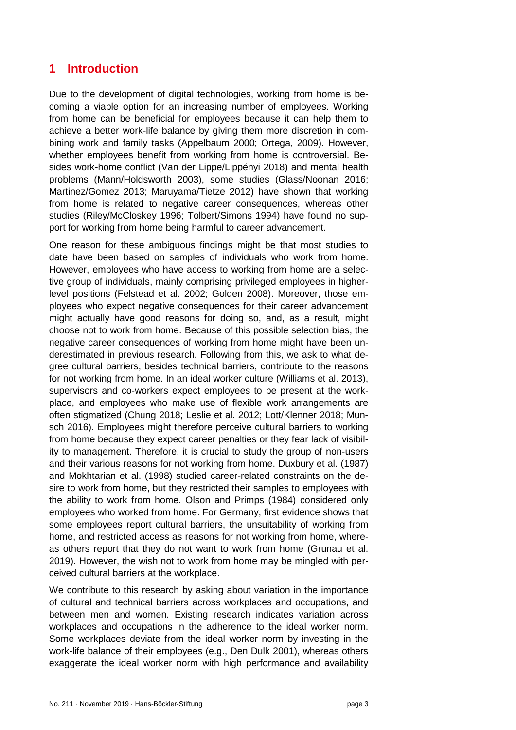# 1 Introduction

Due to the development of digital technologies, working from home is becoming a viable option for an increasing number of employees. Working from home can be beneficial for employees because it can help them to achieve a better work-life balance by giving them more discretion in combining work and family tasks (Appelbaum 2000; Ortega, 2009). However, whether employees benefit from working from home is controversial. Besides work-home conflict (Van der Lippe/Lippényi 2018) and mental health problems (Mann/Holdsworth 2003), some studies (Glass/Noonan 2016; Martinez/Gomez 2013; Maruyama/Tietze 2012) have shown that working from home is related to negative career consequences, whereas other studies (Riley/McCloskey 1996; Tolbert/Simons 1994) have found no support for working from home being harmful to career advancement.

One reason for these ambiguous findings might be that most studies to date have been based on samples of individuals who work from home. However, employees who have access to working from home are a selective group of individuals, mainly comprising privileged employees in higher-level positions (Felstead et al. 2002; Golden 2008). Moreover, those employees who expect negative consequences for their career advancement might actually have good reasons for doing so, and, as a result, might choose not to work from home. Because of this possible selection bias, the negative career consequences of working from home might have been underestimated in previous research. Following from this, we ask to what degree cultural barriers, besides technical barriers, contribute to the reasons for not working from home. In an ideal worker culture (Williams et al. 2013), supervisors and co-workers expect employees to be present at the workplace, and employees who make use of flexible work arrangements are often stigmatized (Chung 2018; Leslie et al. 2012; Lott/Klenner 2018; Munsch 2016). Employees might therefore perceive cultural barriers to working from home because they expect career penalties or they fear lack of visibility to management. Therefore, it is crucial to study the group of non-users and their various reasons for not working from home. Duxbury et al. (1987) and Mokhtarian et al. (1998) studied career-related constraints on the desire to work from home, but they restricted their samples to employees with the ability to work from home. Olson and Primps (1984) considered only employees who worked from home. For Germany, first evidence shows that some employees report cultural barriers, the unsuitability of working from home, and restricted access as reasons for not working from home, whereas others report that they do not want to work from home (Grunau et al. 2019). However, the wish not to work from home may be mingled with perceived cultural barriers at the workplace.

We contribute to this research by asking about variation in the importance of cultural and technical barriers across workplaces and occupations, and between men and women. Existing research indicates variation across workplaces and occupations in the adherence to the ideal worker norm. Some workplaces deviate from the ideal worker norm by investing in the work-life balance of their employees (e.g., Den Dulk 2001), whereas others exaggerate the ideal worker norm with high performance and availability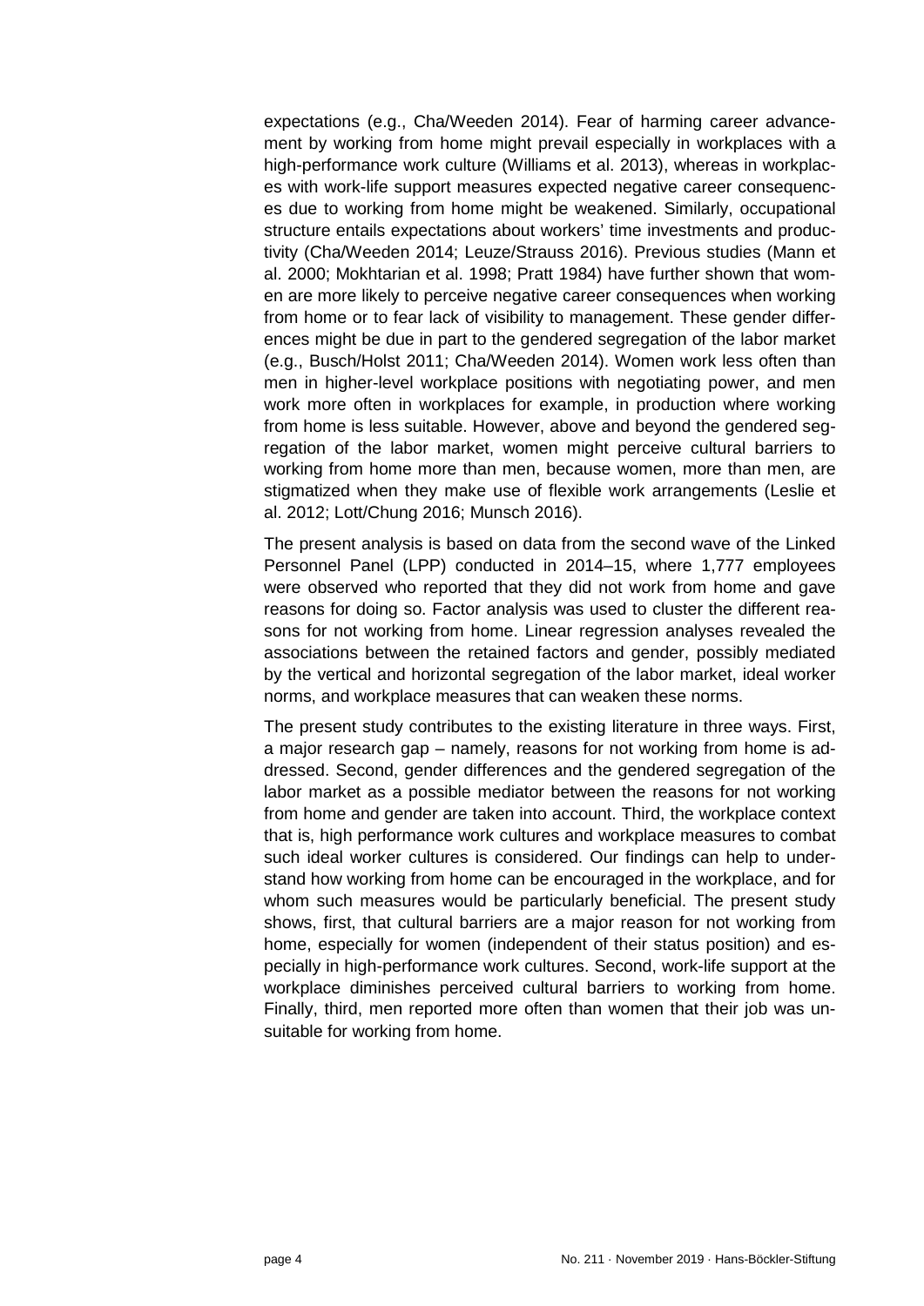expectations (e.g., Cha/Weeden 2014). Fear of harming career advancement by working from home might prevail especially in workplaces with a high-performance work culture (Williams et al. 2013), whereas in workplaces with work-life support measures expected negative career consequences due to working from home might be weakened. Similarly, occupational structure entails expectations about workers' time investments and productivity (Cha/Weeden 2014; Leuze/Strauss 2016). Previous studies (Mann et al. 2000; Mokhtarian et al. 1998; Pratt 1984) have further shown that women are more likely to perceive negative career consequences when working from home or to fear lack of visibility to management. These gender differences might be due in part to the gendered segregation of the labor market (e.g., Busch/Holst 2011; Cha/Weeden 2014). Women work less often than men in higher-level workplace positions with negotiating power, and men work more often in workplaces for example, in production where working from home is less suitable. However, above and beyond the gendered segregation of the labor market, women might perceive cultural barriers to working from home more than men, because women, more than men, are stigmatized when they make use of flexible work arrangements (Leslie et al. 2012; Lott/Chung 2016; Munsch 2016).

The present analysis is based on data from the second wave of the Linked Personnel Panel (LPP) conducted in 2014–15, where 1,777 employees were observed who reported that they did not work from home and gave reasons for doing so. Factor analysis was used to cluster the different reasons for not working from home. Linear regression analyses revealed the associations between the retained factors and gender, possibly mediated by the vertical and horizontal segregation of the labor market, ideal worker norms, and workplace measures that can weaken these norms.

The present study contributes to the existing literature in three ways. First, a major research gap – namely, reasons for not working from home is addressed. Second, gender differences and the gendered segregation of the labor market as a possible mediator between the reasons for not working from home and gender are taken into account. Third, the workplace context that is, high performance work cultures and workplace measures to combat such ideal worker cultures is considered. Our findings can help to understand how working from home can be encouraged in the workplace, and for whom such measures would be particularly beneficial. The present study shows, first, that cultural barriers are a major reason for not working from home, especially for women (independent of their status position) and especially in high-performance work cultures. Second, work-life support at the workplace diminishes perceived cultural barriers to working from home. Finally, third, men reported more often than women that their job was unsuitable for working from home.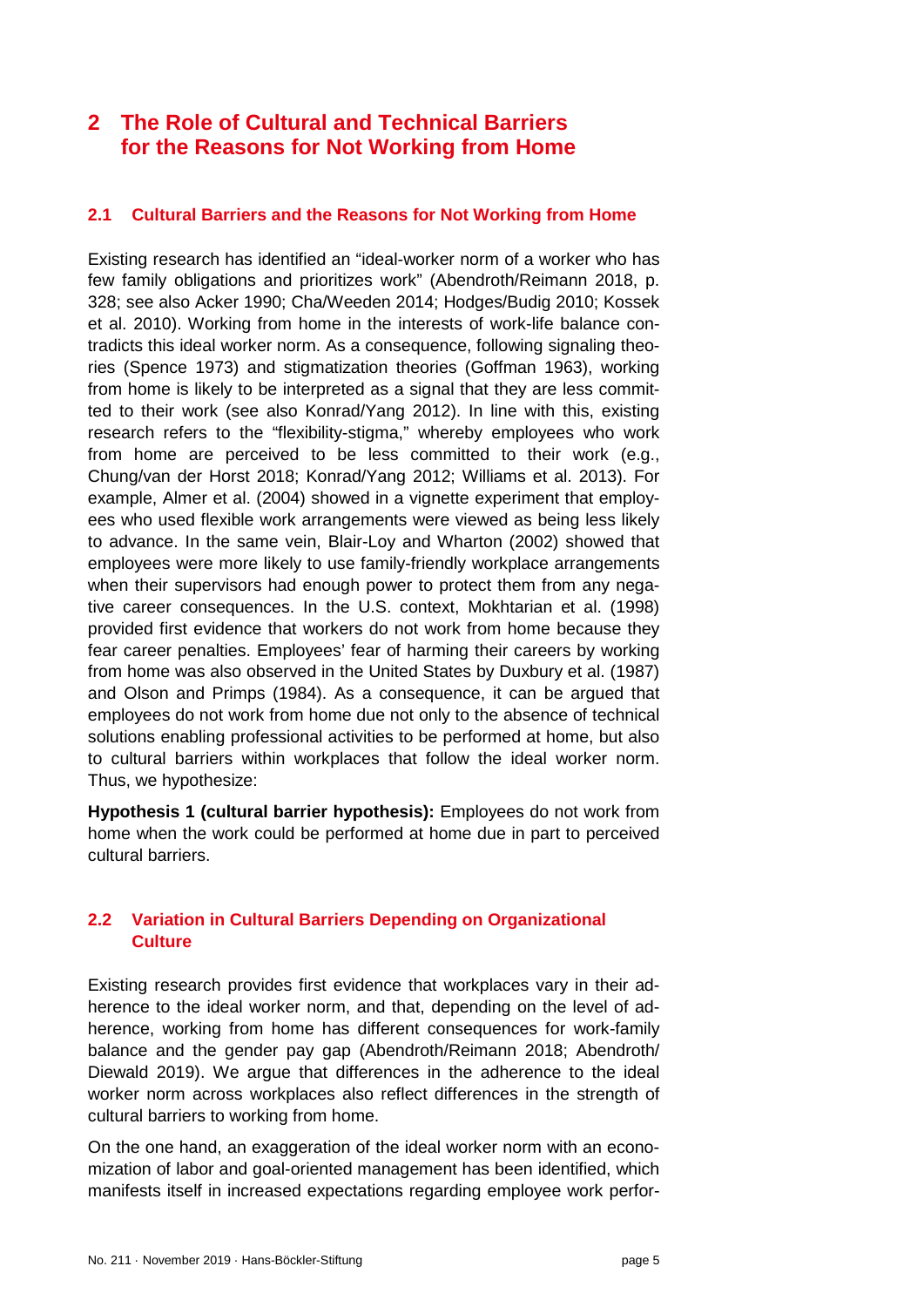# 2 The Role of Cultural and Technical Barriers for the Reasons for Not Working from Home

## 2.1 Cultural Barriers and the Reasons for Not Working from Home

Existing research has identified an "ideal-worker norm of a worker who has few family obligations and prioritizes work" (Abendroth/Reimann 2018, p. 328; see also Acker 1990; Cha/Weeden 2014; Hodges/Budig 2010; Kossek et al. 2010). Working from home in the interests of work-life balance contradicts this ideal worker norm. As a consequence, following signaling theories (Spence 1973) and stigmatization theories (Goffman 1963), working from home is likely to be interpreted as a signal that they are less committed to their work (see also Konrad/Yang 2012). In line with this, existing research refers to the "flexibility-stigma," whereby employees who work from home are perceived to be less committed to their work (e.g., Chung/van der Horst 2018; Konrad/Yang 2012; Williams et al. 2013). For example, Almer et al. (2004) showed in a vignette experiment that employees who used flexible work arrangements were viewed as being less likely to advance. In the same vein, Blair-Loy and Wharton (2002) showed that employees were more likely to use family-friendly workplace arrangements when their supervisors had enough power to protect them from any negative career consequences. In the U.S. context, Mokhtarian et al. (1998) provided first evidence that workers do not work from home because they fear career penalties. Employees' fear of harming their careers by working from home was also observed in the United States by Duxbury et al. (1987) and Olson and Primps (1984). As a consequence, it can be argued that employees do not work from home due not only to the absence of technical solutions enabling professional activities to be performed at home, but also to cultural barriers within workplaces that follow the ideal worker norm. Thus, we hypothesize:

**Hypothesis 1 (cultural barrier hypothesis):** Employees do not work from home when the work could be performed at home due in part to perceived cultural barriers.

## 2.2 Variation in Cultural Barriers Depending on Organizational Culture

Existing research provides first evidence that workplaces vary in their adherence to the ideal worker norm, and that, depending on the level of adherence, working from home has different consequences for work-family balance and the gender pay gap (Abendroth/Reimann 2018; Abendroth/Diewald 2019). We argue that differences in the adherence to the ideal worker norm across workplaces also reflect differences in the strength of cultural barriers to working from home.

On the one hand, an exaggeration of the ideal worker norm with an economization of labor and goal-oriented management has been identified, which manifests itself in increased expectations regarding employee work perfor-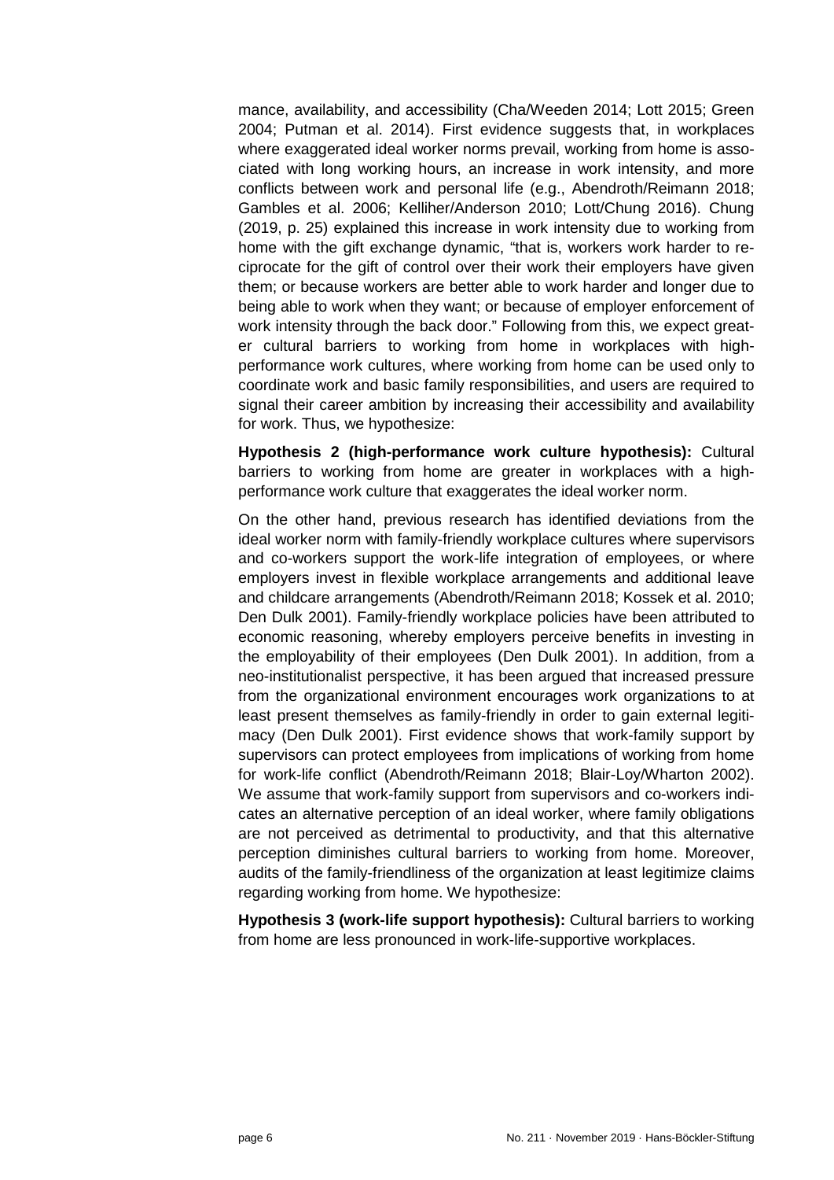mance, availability, and accessibility (Cha/Weeden 2014; Lott 2015; Green 2004; Putman et al. 2014). First evidence suggests that, in workplaces where exaggerated ideal worker norms prevail, working from home is associated with long working hours, an increase in work intensity, and more conflicts between work and personal life (e.g., Abendroth/Reimann 2018; Gambles et al. 2006; Kelliher/Anderson 2010; Lott/Chung 2016). Chung (2019, p. 25) explained this increase in work intensity due to working from home with the gift exchange dynamic, "that is, workers work harder to reciprocate for the gift of control over their work their employers have given them; or because workers are better able to work harder and longer due to being able to work when they want; or because of employer enforcement of work intensity through the back door." Following from this, we expect greater cultural barriers to working from home in workplaces with high-performance work cultures, where working from home can be used only to coordinate work and basic family responsibilities, and users are required to signal their career ambition by increasing their accessibility and availability for work. Thus, we hypothesize:

**Hypothesis 2 (high-performance work culture hypothesis):** Cultural barriers to working from home are greater in workplaces with a high-performance work culture that exaggerates the ideal worker norm.

On the other hand, previous research has identified deviations from the ideal worker norm with family-friendly workplace cultures where supervisors and co-workers support the work-life integration of employees, or where employers invest in flexible workplace arrangements and additional leave and childcare arrangements (Abendroth/Reimann 2018; Kossek et al. 2010; Den Dulk 2001). Family-friendly workplace policies have been attributed to economic reasoning, whereby employers perceive benefits in investing in the employability of their employees (Den Dulk 2001). In addition, from a neo-institutionalist perspective, it has been argued that increased pressure from the organizational environment encourages work organizations to at least present themselves as family-friendly in order to gain external legitimacy (Den Dulk 2001). First evidence shows that work-family support by supervisors can protect employees from implications of working from home for work-life conflict (Abendroth/Reimann 2018; Blair-Loy/Wharton 2002). We assume that work-family support from supervisors and co-workers indicates an alternative perception of an ideal worker, where family obligations are not perceived as detrimental to productivity, and that this alternative perception diminishes cultural barriers to working from home. Moreover, audits of the family-friendliness of the organization at least legitimize claims regarding working from home. We hypothesize:

**Hypothesis 3 (work-life support hypothesis):** Cultural barriers to working from home are less pronounced in work-life-supportive workplaces.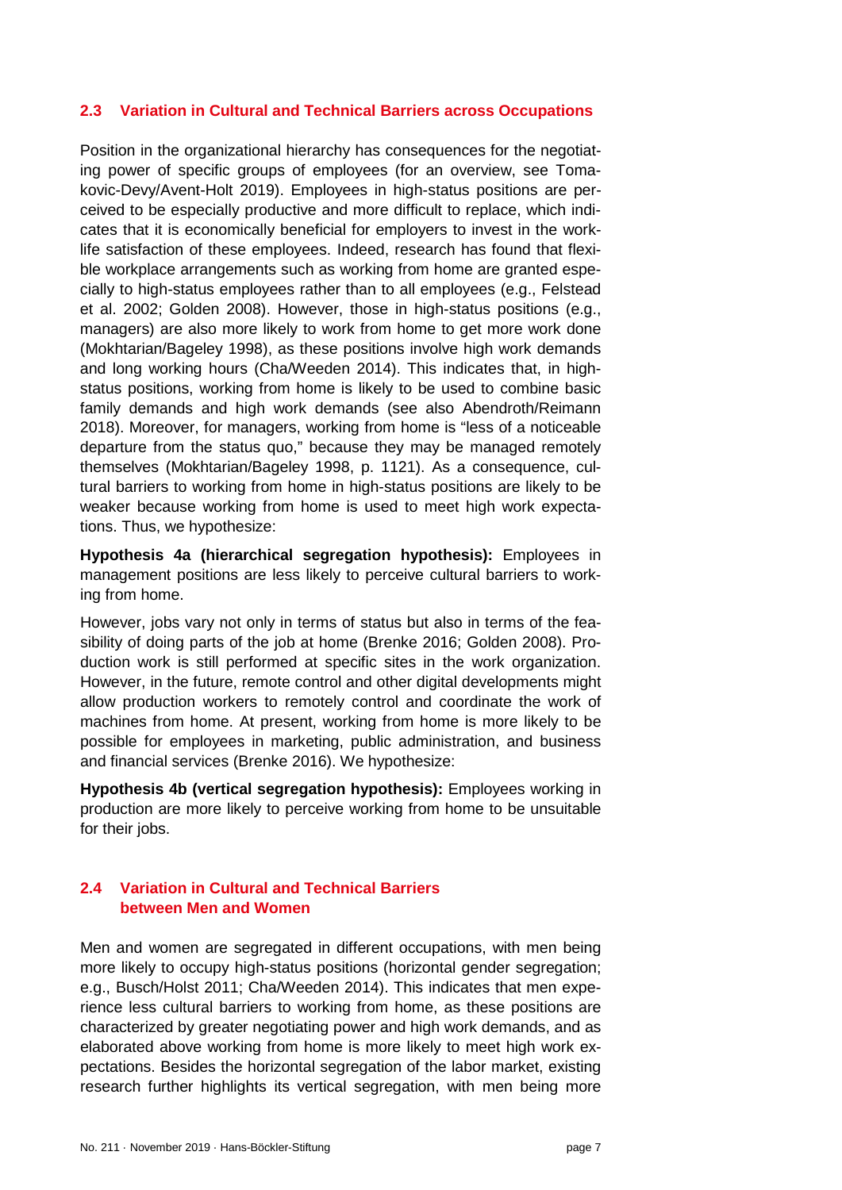## 2.3 Variation in Cultural and Technical Barriers across Occupations

Position in the organizational hierarchy has consequences for the negotiating power of specific groups of employees (for an overview, see Tomakovic-Devy/Avent-Holt 2019). Employees in high-status positions are perceived to be especially productive and more difficult to replace, which indicates that it is economically beneficial for employers to invest in the work-life satisfaction of these employees. Indeed, research has found that flexible workplace arrangements such as working from home are granted especially to high-status employees rather than to all employees (e.g., Felstead et al. 2002; Golden 2008). However, those in high-status positions (e.g., managers) are also more likely to work from home to get more work done (Mokhtarian/Bageley 1998), as these positions involve high work demands and long working hours (Cha/Weeden 2014). This indicates that, in high-status positions, working from home is likely to be used to combine basic family demands and high work demands (see also Abendroth/Reimann 2018). Moreover, for managers, working from home is "less of a noticeable departure from the status quo," because they may be managed remotely themselves (Mokhtarian/Bageley 1998, p. 1121). As a consequence, cultural barriers to working from home in high-status positions are likely to be weaker because working from home is used to meet high work expectations. Thus, we hypothesize:

**Hypothesis 4a (hierarchical segregation hypothesis):** Employees in management positions are less likely to perceive cultural barriers to working from home.

However, jobs vary not only in terms of status but also in terms of the feasibility of doing parts of the job at home (Brenke 2016; Golden 2008). Production work is still performed at specific sites in the work organization. However, in the future, remote control and other digital developments might allow production workers to remotely control and coordinate the work of machines from home. At present, working from home is more likely to be possible for employees in marketing, public administration, and business and financial services (Brenke 2016). We hypothesize:

**Hypothesis 4b (vertical segregation hypothesis):** Employees working in production are more likely to perceive working from home to be unsuitable for their jobs.

## 2.4 Variation in Cultural and Technical Barriers between Men and Women

Men and women are segregated in different occupations, with men being more likely to occupy high-status positions (horizontal gender segregation; e.g., Busch/Holst 2011; Cha/Weeden 2014). This indicates that men experience less cultural barriers to working from home, as these positions are characterized by greater negotiating power and high work demands, and as elaborated above working from home is more likely to meet high work expectations. Besides the horizontal segregation of the labor market, existing research further highlights its vertical segregation, with men being more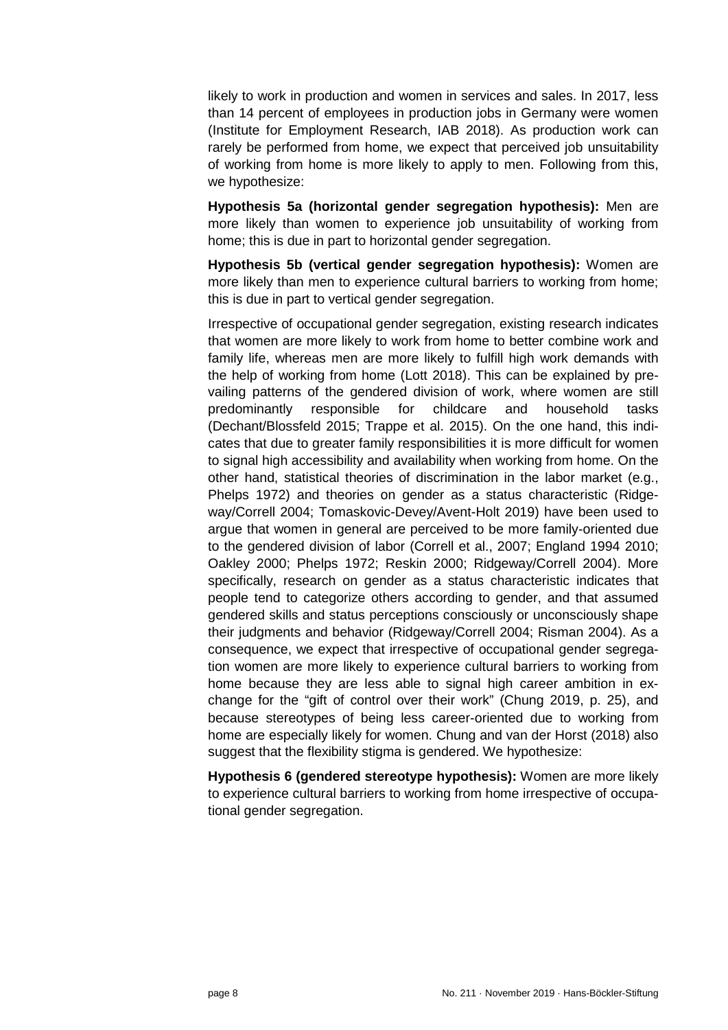likely to work in production and women in services and sales. In 2017, less than 14 percent of employees in production jobs in Germany were women (Institute for Employment Research, IAB 2018). As production work can rarely be performed from home, we expect that perceived job unsuitability of working from home is more likely to apply to men. Following from this, we hypothesize:

**Hypothesis 5a (horizontal gender segregation hypothesis):** Men are more likely than women to experience job unsuitability of working from home; this is due in part to horizontal gender segregation.

**Hypothesis 5b (vertical gender segregation hypothesis):** Women are more likely than men to experience cultural barriers to working from home; this is due in part to vertical gender segregation.

Irrespective of occupational gender segregation, existing research indicates that women are more likely to work from home to better combine work and family life, whereas men are more likely to fulfill high work demands with the help of working from home (Lott 2018). This can be explained by prevailing patterns of the gendered division of work, where women are still predominantly responsible for childcare and household tasks (Dechant/Blossfeld 2015; Trappe et al. 2015). On the one hand, this indicates that due to greater family responsibilities it is more difficult for women to signal high accessibility and availability when working from home. On the other hand, statistical theories of discrimination in the labor market (e.g., Phelps 1972) and theories on gender as a status characteristic (Ridgeway/Correll 2004; Tomaskovic-Devey/Avent-Holt 2019) have been used to argue that women in general are perceived to be more family-oriented due to the gendered division of labor (Correll et al., 2007; England 1994 2010; Oakley 2000; Phelps 1972; Reskin 2000; Ridgeway/Correll 2004). More specifically, research on gender as a status characteristic indicates that people tend to categorize others according to gender, and that assumed gendered skills and status perceptions consciously or unconsciously shape their judgments and behavior (Ridgeway/Correll 2004; Risman 2004). As a consequence, we expect that irrespective of occupational gender segregation women are more likely to experience cultural barriers to working from home because they are less able to signal high career ambition in exchange for the "gift of control over their work" (Chung 2019, p. 25), and because stereotypes of being less career-oriented due to working from home are especially likely for women. Chung and van der Horst (2018) also suggest that the flexibility stigma is gendered. We hypothesize:

**Hypothesis 6 (gendered stereotype hypothesis):** Women are more likely to experience cultural barriers to working from home irrespective of occupational gender segregation.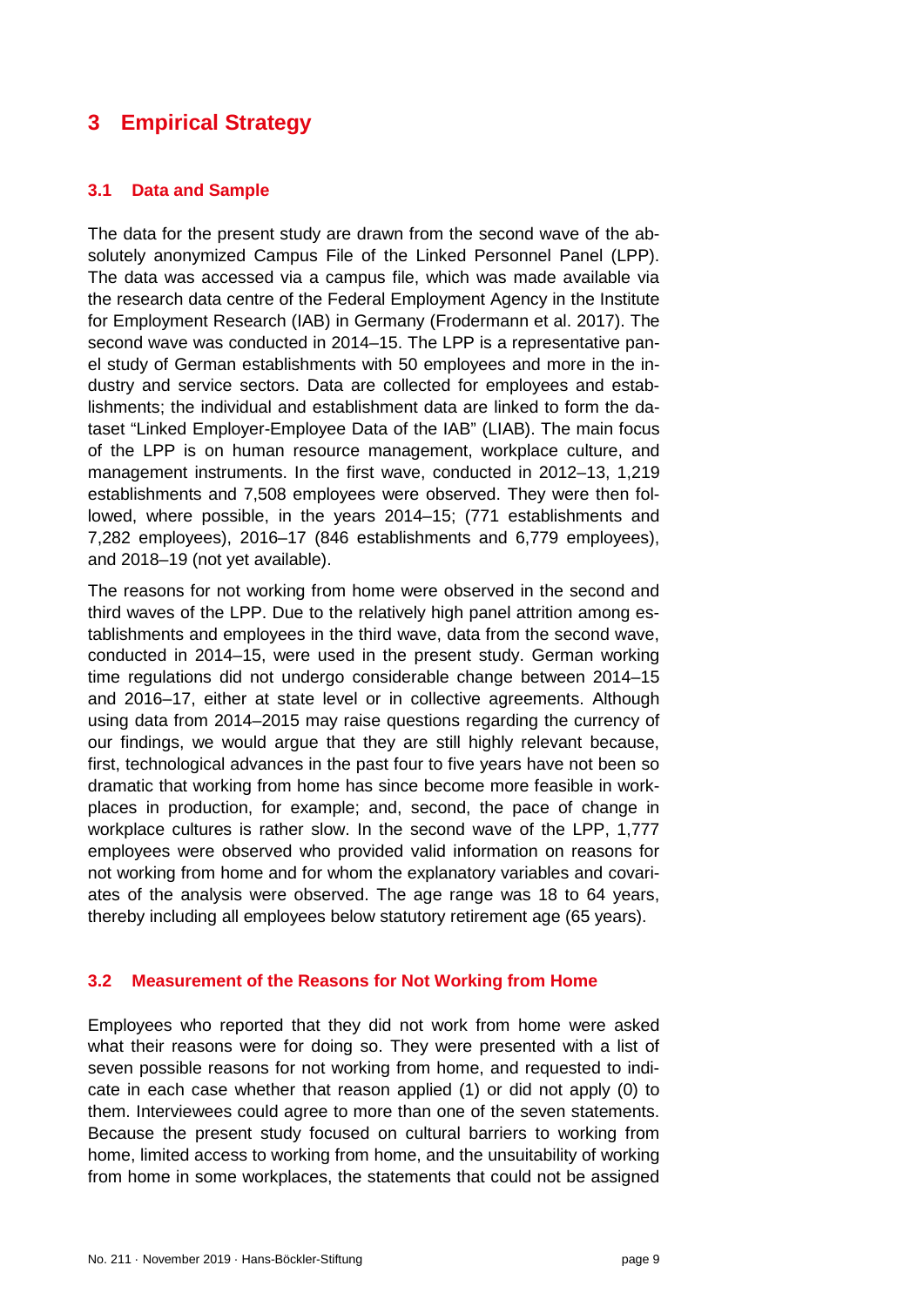# 3 Empirical Strategy

## 3.1 Data and Sample

The data for the present study are drawn from the second wave of the absolutely anonymized Campus File of the Linked Personnel Panel (LPP). The data was accessed via a campus file, which was made available via the research data centre of the Federal Employment Agency in the Institute for Employment Research (IAB) in Germany (Frodermann et al. 2017). The second wave was conducted in 2014–15. The LPP is a representative panel study of German establishments with 50 employees and more in the industry and service sectors. Data are collected for employees and establishments; the individual and establishment data are linked to form the dataset "Linked Employer-Employee Data of the IAB" (LIAB). The main focus of the LPP is on human resource management, workplace culture, and management instruments. In the first wave, conducted in 2012–13, 1,219 establishments and 7,508 employees were observed. They were then followed, where possible, in the years 2014–15; (771 establishments and 7,282 employees), 2016–17 (846 establishments and 6,779 employees), and 2018–19 (not yet available).

The reasons for not working from home were observed in the second and third waves of the LPP. Due to the relatively high panel attrition among establishments and employees in the third wave, data from the second wave, conducted in 2014–15, were used in the present study. German working time regulations did not undergo considerable change between 2014–15 and 2016–17, either at state level or in collective agreements. Although using data from 2014–2015 may raise questions regarding the currency of our findings, we would argue that they are still highly relevant because, first, technological advances in the past four to five years have not been so dramatic that working from home has since become more feasible in workplaces in production, for example; and, second, the pace of change in workplace cultures is rather slow. In the second wave of the LPP, 1,777 employees were observed who provided valid information on reasons for not working from home and for whom the explanatory variables and covariates of the analysis were observed. The age range was 18 to 64 years, thereby including all employees below statutory retirement age (65 years).

## 3.2 Measurement of the Reasons for Not Working from Home

Employees who reported that they did not work from home were asked what their reasons were for doing so. They were presented with a list of seven possible reasons for not working from home, and requested to indicate in each case whether that reason applied (1) or did not apply (0) to them. Interviewees could agree to more than one of the seven statements. Because the present study focused on cultural barriers to working from home, limited access to working from home, and the unsuitability of working from home in some workplaces, the statements that could not be assigned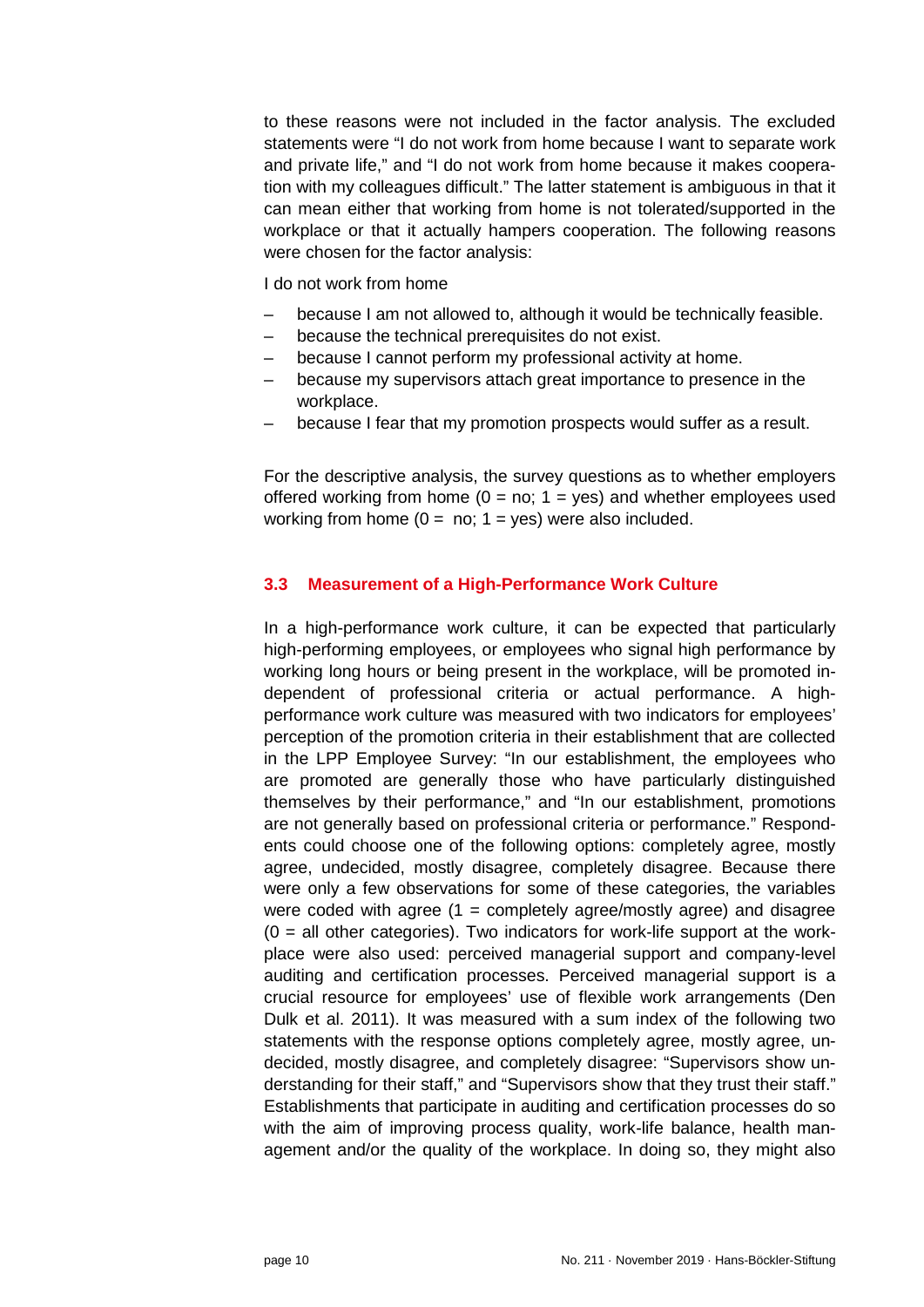to these reasons were not included in the factor analysis. The excluded statements were "I do not work from home because I want to separate work and private life," and "I do not work from home because it makes cooperation with my colleagues difficult." The latter statement is ambiguous in that it can mean either that working from home is not tolerated/supported in the workplace or that it actually hampers cooperation. The following reasons were chosen for the factor analysis:

I do not work from home

- because I am not allowed to, although it would be technically feasible.
- because the technical prerequisites do not exist.
- because I cannot perform my professional activity at home.
- because my supervisors attach great importance to presence in the workplace.
- because I fear that my promotion prospects would suffer as a result.

For the descriptive analysis, the survey questions as to whether employers offered working from home (0 = no; 1 = yes) and whether employees used working from home (0 = no; 1 = yes) were also included.

## 3.3 Measurement of a High-Performance Work Culture

In a high-performance work culture, it can be expected that particularly high-performing employees, or employees who signal high performance by working long hours or being present in the workplace, will be promoted independent of professional criteria or actual performance. A high-performance work culture was measured with two indicators for employees' perception of the promotion criteria in their establishment that are collected in the LPP Employee Survey: "In our establishment, the employees who are promoted are generally those who have particularly distinguished themselves by their performance," and "In our establishment, promotions are not generally based on professional criteria or performance." Respondents could choose one of the following options: completely agree, mostly agree, undecided, mostly disagree, completely disagree. Because there were only a few observations for some of these categories, the variables were coded with agree (1 = completely agree/mostly agree) and disagree (0 = all other categories). Two indicators for work-life support at the workplace were also used: perceived managerial support and company-level auditing and certification processes. Perceived managerial support is a crucial resource for employees' use of flexible work arrangements (Den Dulk et al. 2011). It was measured with a sum index of the following two statements with the response options completely agree, mostly agree, undecided, mostly disagree, and completely disagree: "Supervisors show understanding for their staff," and "Supervisors show that they trust their staff." Establishments that participate in auditing and certification processes do so with the aim of improving process quality, work-life balance, health management and/or the quality of the workplace. In doing so, they might also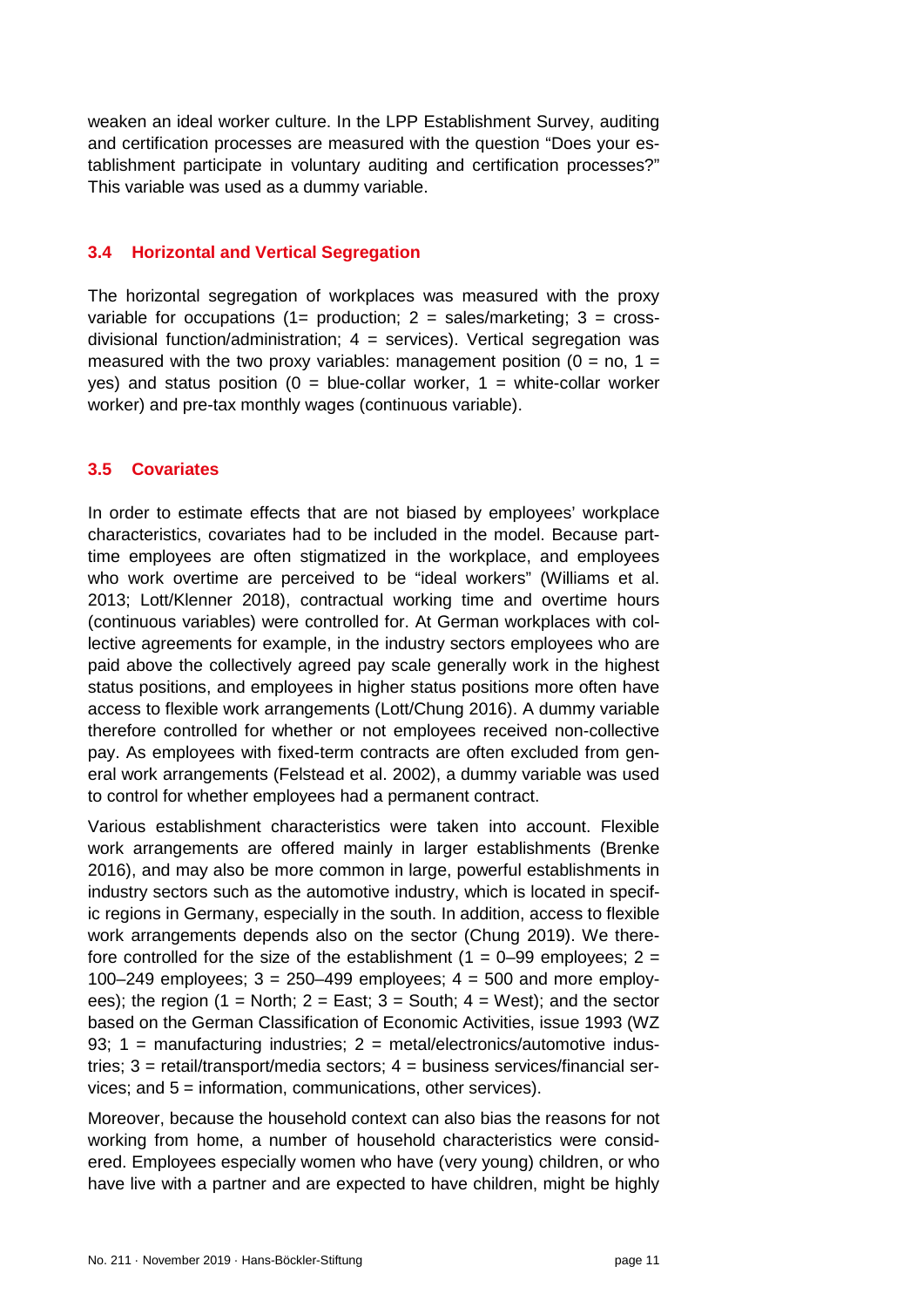weaken an ideal worker culture. In the LPP Establishment Survey, auditing and certification processes are measured with the question "Does your establishment participate in voluntary auditing and certification processes?" This variable was used as a dummy variable.

### 3.4 Horizontal and Vertical Segregation

The horizontal segregation of workplaces was measured with the proxy variable for occupations (1= production; 2 = sales/marketing; 3 = cross-divisional function/administration; 4 = services). Vertical segregation was measured with the two proxy variables: management position (0 = no, 1 = yes) and status position (0 = blue-collar worker, 1 = white-collar worker worker) and pre-tax monthly wages (continuous variable).

### 3.5 Covariates

In order to estimate effects that are not biased by employees' workplace characteristics, covariates had to be included in the model. Because part-time employees are often stigmatized in the workplace, and employees who work overtime are perceived to be "ideal workers" (Williams et al. 2013; Lott/Klenner 2018), contractual working time and overtime hours (continuous variables) were controlled for. At German workplaces with collective agreements for example, in the industry sectors employees who are paid above the collectively agreed pay scale generally work in the highest status positions, and employees in higher status positions more often have access to flexible work arrangements (Lott/Chung 2016). A dummy variable therefore controlled for whether or not employees received non-collective pay. As employees with fixed-term contracts are often excluded from general work arrangements (Felstead et al. 2002), a dummy variable was used to control for whether employees had a permanent contract.

Various establishment characteristics were taken into account. Flexible work arrangements are offered mainly in larger establishments (Brenke 2016), and may also be more common in large, powerful establishments in industry sectors such as the automotive industry, which is located in specific regions in Germany, especially in the south. In addition, access to flexible work arrangements depends also on the sector (Chung 2019). We therefore controlled for the size of the establishment (1 = 0–99 employees; 2 = 100–249 employees; 3 = 250–499 employees; 4 = 500 and more employees); the region (1 = North; 2 = East; 3 = South; 4 = West); and the sector based on the German Classification of Economic Activities, issue 1993 (WZ 93; 1 = manufacturing industries; 2 = metal/electronics/automotive industries; 3 = retail/transport/media sectors; 4 = business services/financial services; and 5 = information, communications, other services).

Moreover, because the household context can also bias the reasons for not working from home, a number of household characteristics were considered. Employees especially women who have (very young) children, or who have live with a partner and are expected to have children, might be highly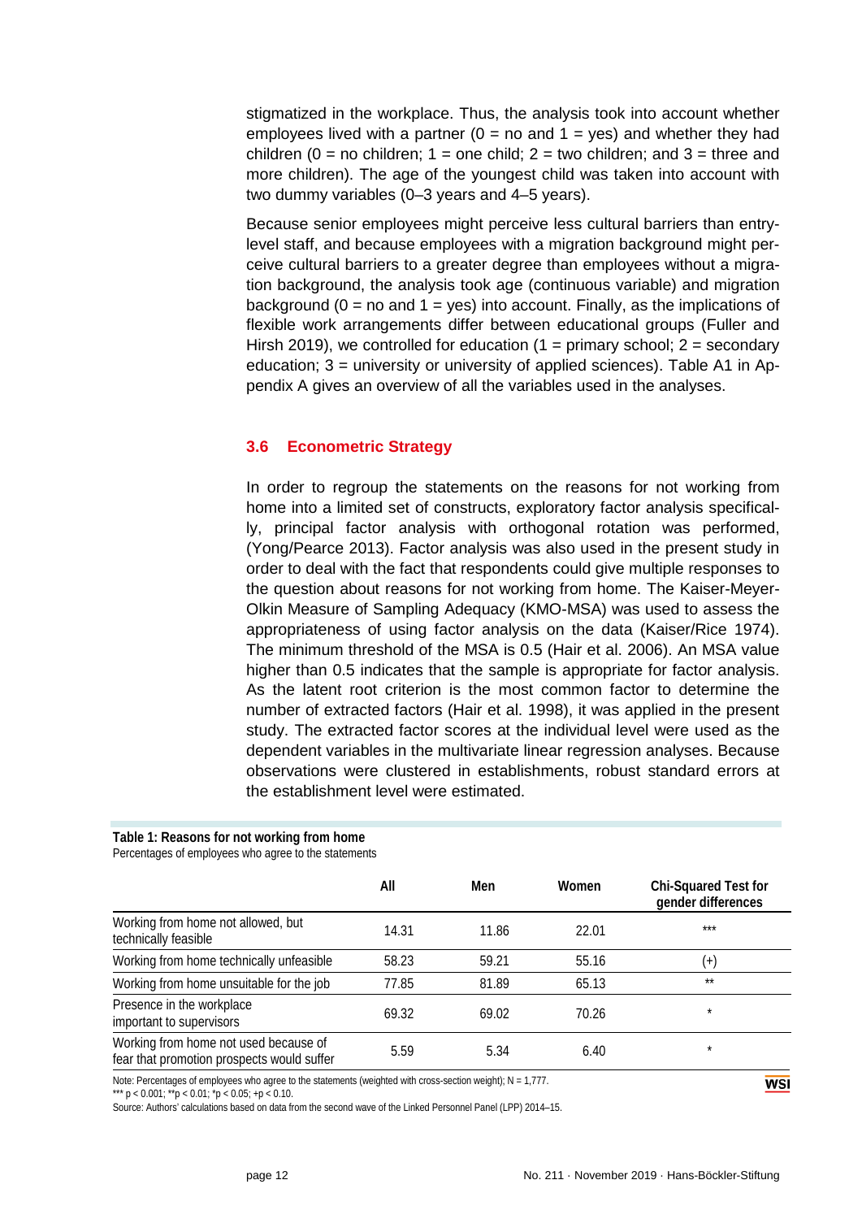stigmatized in the workplace. Thus, the analysis took into account whether employees lived with a partner (0 = no and 1 = yes) and whether they had children (0 = no children; 1 = one child; 2 = two children; and 3 = three and more children). The age of the youngest child was taken into account with two dummy variables (0–3 years and 4–5 years).

Because senior employees might perceive less cultural barriers than entry-level staff, and because employees with a migration background might perceive cultural barriers to a greater degree than employees without a migration background, the analysis took age (continuous variable) and migration background (0 = no and 1 = yes) into account. Finally, as the implications of flexible work arrangements differ between educational groups (Fuller and Hirsh 2019), we controlled for education (1 = primary school; 2 = secondary education; 3 = university or university of applied sciences). Table A1 in Appendix A gives an overview of all the variables used in the analyses.

### 3.6 Econometric Strategy

In order to regroup the statements on the reasons for not working from home into a limited set of constructs, exploratory factor analysis specifically, principal factor analysis with orthogonal rotation was performed, (Yong/Pearce 2013). Factor analysis was also used in the present study in order to deal with the fact that respondents could give multiple responses to the question about reasons for not working from home. The Kaiser-Meyer-Olkin Measure of Sampling Adequacy (KMO-MSA) was used to assess the appropriateness of using factor analysis on the data (Kaiser/Rice 1974). The minimum threshold of the MSA is 0.5 (Hair et al. 2006). An MSA value higher than 0.5 indicates that the sample is appropriate for factor analysis. As the latent root criterion is the most common factor to determine the number of extracted factors (Hair et al. 1998), it was applied in the present study. The extracted factor scores at the individual level were used as the dependent variables in the multivariate linear regression analyses. Because observations were clustered in establishments, robust standard errors at the establishment level were estimated.

**Table 1: Reasons for not working from home**
Percentages of employees who agree to the statements

| | All | Men | Women | Chi-Squared Test for gender differences |
|---|---|---|---|---|
| Working from home not allowed, but technically feasible | 14.31 | 11.86 | 22.01 | *** |
| Working from home technically unfeasible | 58.23 | 59.21 | 55.16 | (+) |
| Working from home unsuitable for the job | 77.85 | 81.89 | 65.13 | ** |
| Presence in the workplace important to supervisors | 69.32 | 69.02 | 70.26 | * |
| Working from home not used because of fear that promotion prospects would suffer | 5.59 | 5.34 | 6.40 | * |

Note: Percentages of employees who agree to the statements (weighted with cross-section weight); N = 1,777.
*** $p < 0.001$; ** $p < 0.01$; * $p < 0.05$; + $p < 0.10$.
Source: Authors' calculations based on data from the second wave of the Linked Personnel Panel (LPP) 2014–15.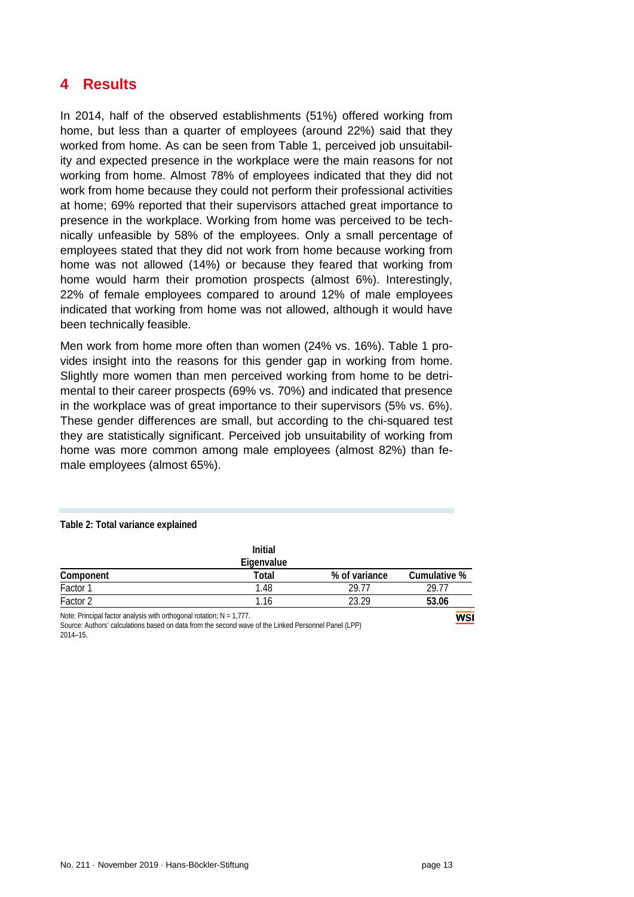## 4 Results

In 2014, half of the observed establishments (51%) offered working from home, but less than a quarter of employees (around 22%) said that they worked from home. As can be seen from Table 1, perceived job unsuitability and expected presence in the workplace were the main reasons for not working from home. Almost 78% of employees indicated that they did not work from home because they could not perform their professional activities at home; 69% reported that their supervisors attached great importance to presence in the workplace. Working from home was perceived to be technically unfeasible by 58% of the employees. Only a small percentage of employees stated that they did not work from home because working from home was not allowed (14%) or because they feared that working from home would harm their promotion prospects (almost 6%). Interestingly, 22% of female employees compared to around 12% of male employees indicated that working from home was not allowed, although it would have been technically feasible.

Men work from home more often than women (24% vs. 16%). Table 1 provides insight into the reasons for this gender gap in working from home. Slightly more women than men perceived working from home to be detrimental to their career prospects (69% vs. 70%) and indicated that presence in the workplace was of great importance to their supervisors (5% vs. 6%). These gender differences are small, but according to the chi-squared test they are statistically significant. Perceived job unsuitability of working from home was more common among male employees (almost 82%) than female employees (almost 65%).

**Table 2: Total variance explained**

| Component | Initial Eigenvalue Total | % of variance | Cumulative % |
|---|---|---|---|
| Factor 1 | 1.48 | 29.77 | 29.77 |
| Factor 2 | 1.16 | 23.29 | **53.06** |

Note: Principal factor analysis with orthogonal rotation; N = 1,777.

Source: Authors' calculations based on data from the second wave of the Linked Personnel Panel (LPP) 2014–15.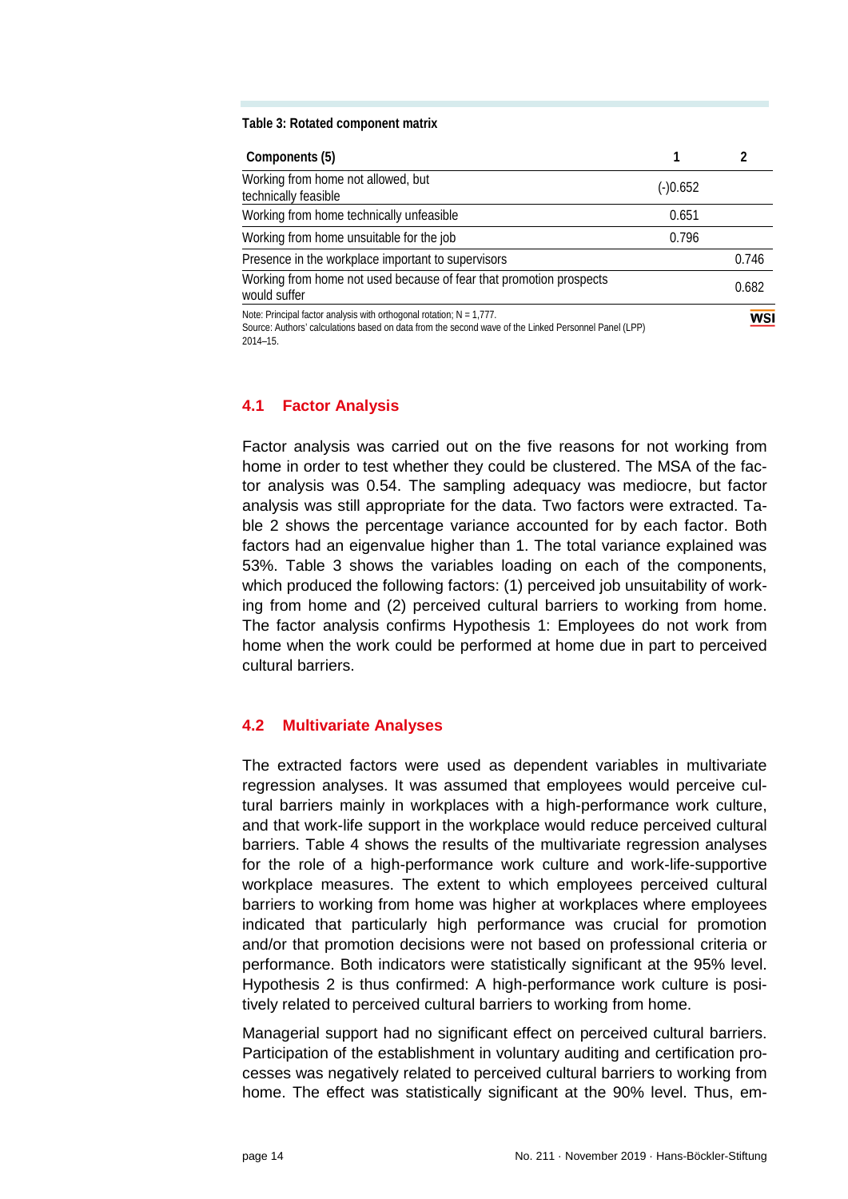**Table 3: Rotated component matrix**

| Components (5) | 1 | 2 |
|---|---|---|
| Working from home not allowed, but technically feasible | (-)0.652 | |
| Working from home technically unfeasible | 0.651 | |
| Working from home unsuitable for the job | 0.796 | |
| Presence in the workplace important to supervisors | | 0.746 |
| Working from home not used because of fear that promotion prospects would suffer | | 0.682 |

Note: Principal factor analysis with orthogonal rotation; N = 1,777.
Source: Authors' calculations based on data from the second wave of the Linked Personnel Panel (LPP) 2014–15.

## 4.1 Factor Analysis

Factor analysis was carried out on the five reasons for not working from home in order to test whether they could be clustered. The MSA of the factor analysis was 0.54. The sampling adequacy was mediocre, but factor analysis was still appropriate for the data. Two factors were extracted. Table 2 shows the percentage variance accounted for by each factor. Both factors had an eigenvalue higher than 1. The total variance explained was 53%. Table 3 shows the variables loading on each of the components, which produced the following factors: (1) perceived job unsuitability of working from home and (2) perceived cultural barriers to working from home. The factor analysis confirms Hypothesis 1: Employees do not work from home when the work could be performed at home due in part to perceived cultural barriers.

## 4.2 Multivariate Analyses

The extracted factors were used as dependent variables in multivariate regression analyses. It was assumed that employees would perceive cultural barriers mainly in workplaces with a high-performance work culture, and that work-life support in the workplace would reduce perceived cultural barriers. Table 4 shows the results of the multivariate regression analyses for the role of a high-performance work culture and work-life-supportive workplace measures. The extent to which employees perceived cultural barriers to working from home was higher at workplaces where employees indicated that particularly high performance was crucial for promotion and/or that promotion decisions were not based on professional criteria or performance. Both indicators were statistically significant at the 95% level. Hypothesis 2 is thus confirmed: A high-performance work culture is positively related to perceived cultural barriers to working from home.

Managerial support had no significant effect on perceived cultural barriers. Participation of the establishment in voluntary auditing and certification processes was negatively related to perceived cultural barriers to working from home. The effect was statistically significant at the 90% level. Thus, em-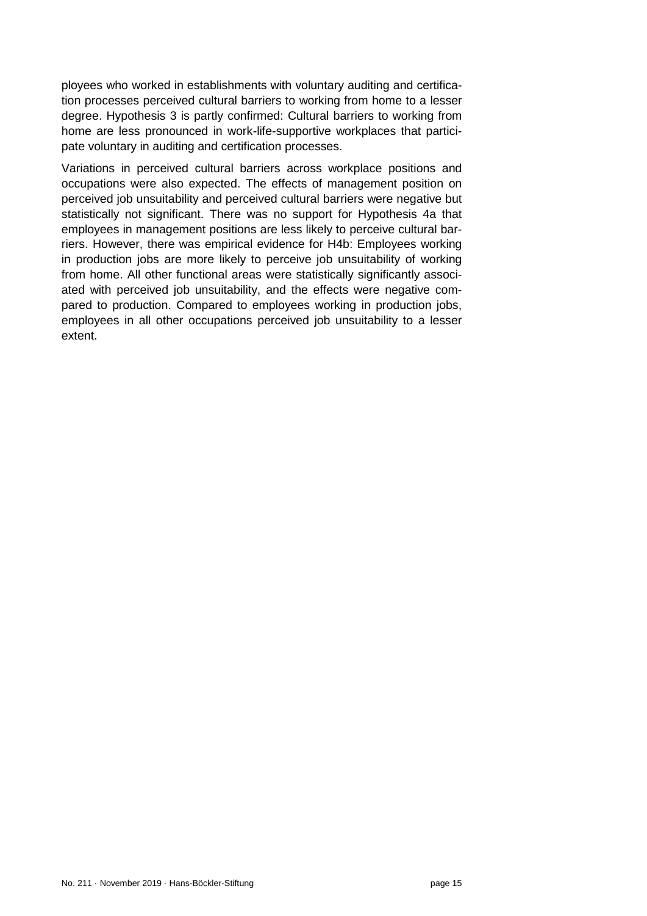ployees who worked in establishments with voluntary auditing and certification processes perceived cultural barriers to working from home to a lesser degree. Hypothesis 3 is partly confirmed: Cultural barriers to working from home are less pronounced in work-life-supportive workplaces that participate voluntary in auditing and certification processes.

Variations in perceived cultural barriers across workplace positions and occupations were also expected. The effects of management position on perceived job unsuitability and perceived cultural barriers were negative but statistically not significant. There was no support for Hypothesis 4a that employees in management positions are less likely to perceive cultural barriers. However, there was empirical evidence for H4b: Employees working in production jobs are more likely to perceive job unsuitability of working from home. All other functional areas were statistically significantly associated with perceived job unsuitability, and the effects were negative compared to production. Compared to employees working in production jobs, employees in all other occupations perceived job unsuitability to a lesser extent.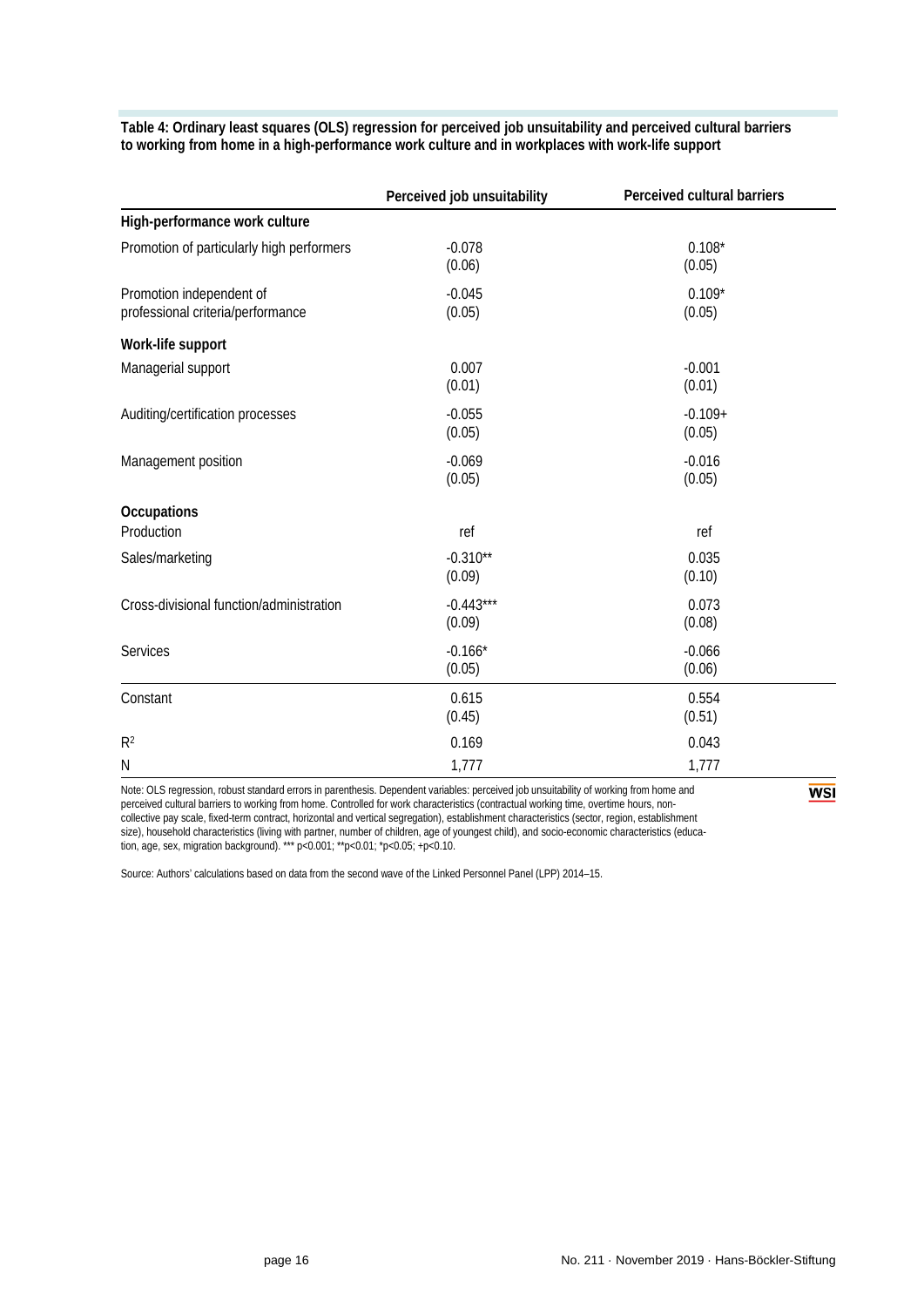**Table 4: Ordinary least squares (OLS) regression for perceived job unsuitability and perceived cultural barriers to working from home in a high-performance work culture and in workplaces with work-life support**

| | Perceived job unsuitability | Perceived cultural barriers |
|---|---|---|
| **High-performance work culture** | | |
| Promotion of particularly high performers | -0.078<br>(0.06) | 0.108*<br>(0.05) |
| Promotion independent of professional criteria/performance | -0.045<br>(0.05) | 0.109*<br>(0.05) |
| **Work-life support** | | |
| Managerial support | 0.007<br>(0.01) | -0.001<br>(0.01) |
| Auditing/certification processes | -0.055<br>(0.05) | -0.109+<br>(0.05) |
| Management position | -0.069<br>(0.05) | -0.016<br>(0.05) |
| **Occupations** | | |
| Production | ref | ref |
| Sales/marketing | -0.310**<br>(0.09) | 0.035<br>(0.10) |
| Cross-divisional function/administration | -0.443***<br>(0.09) | 0.073<br>(0.08) |
| Services | -0.166*<br>(0.05) | -0.066<br>(0.06) |
| Constant | 0.615<br>(0.45) | 0.554<br>(0.51) |
| $R^2$ | 0.169 | 0.043 |
| N | 1,777 | 1,777 |

Note: OLS regression, robust standard errors in parenthesis. Dependent variables: perceived job unsuitability of working from home and perceived cultural barriers to working from home. Controlled for work characteristics (contractual working time, overtime hours, non-collective pay scale, fixed-term contract, horizontal and vertical segregation), establishment characteristics (sector, region, establishment size), household characteristics (living with partner, number of children, age of youngest child), and socio-economic characteristics (education, age, sex, migration background). *** p<0.001; **p<0.01; *p<0.05; +p<0.10.

Source: Authors' calculations based on data from the second wave of the Linked Personnel Panel (LPP) 2014–15.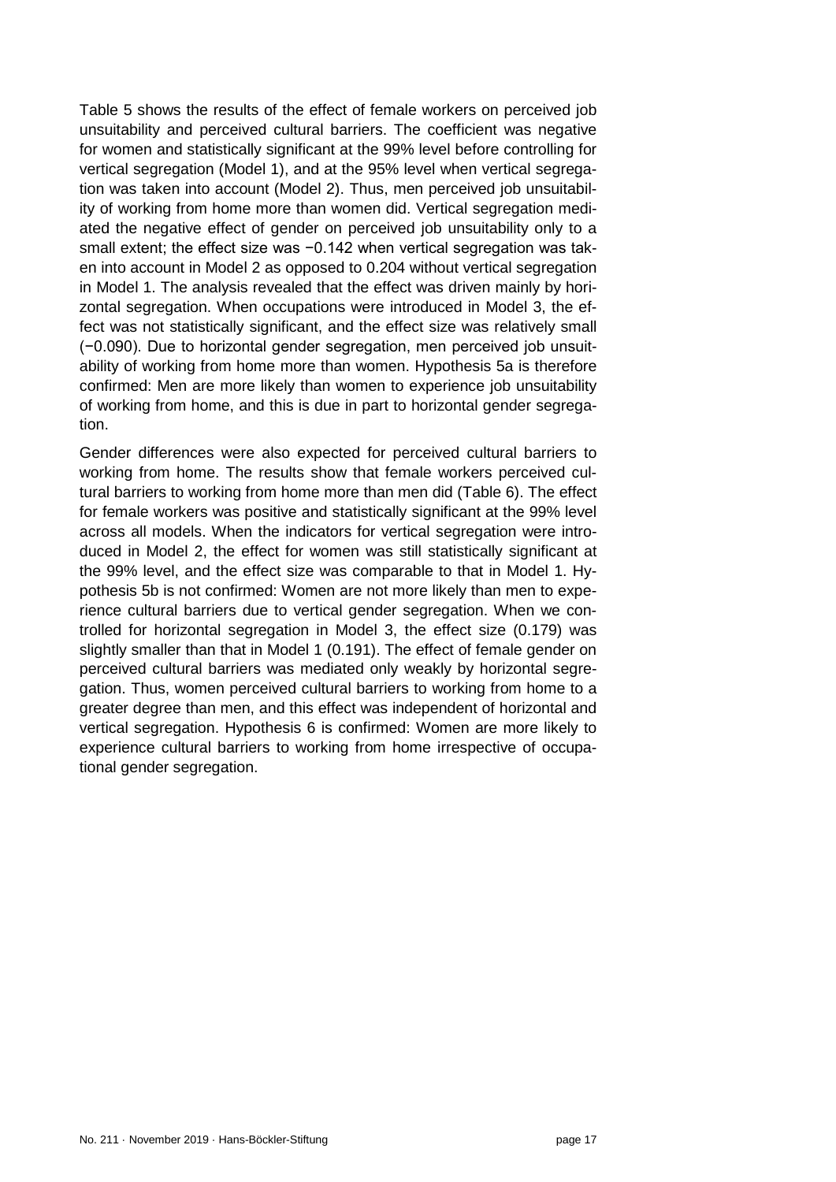Table 5 shows the results of the effect of female workers on perceived job unsuitability and perceived cultural barriers. The coefficient was negative for women and statistically significant at the 99% level before controlling for vertical segregation (Model 1), and at the 95% level when vertical segregation was taken into account (Model 2). Thus, men perceived job unsuitability of working from home more than women did. Vertical segregation mediated the negative effect of gender on perceived job unsuitability only to a small extent; the effect size was −0.142 when vertical segregation was taken into account in Model 2 as opposed to 0.204 without vertical segregation in Model 1. The analysis revealed that the effect was driven mainly by horizontal segregation. When occupations were introduced in Model 3, the effect was not statistically significant, and the effect size was relatively small (−0.090). Due to horizontal gender segregation, men perceived job unsuitability of working from home more than women. Hypothesis 5a is therefore confirmed: Men are more likely than women to experience job unsuitability of working from home, and this is due in part to horizontal gender segregation.

Gender differences were also expected for perceived cultural barriers to working from home. The results show that female workers perceived cultural barriers to working from home more than men did (Table 6). The effect for female workers was positive and statistically significant at the 99% level across all models. When the indicators for vertical segregation were introduced in Model 2, the effect for women was still statistically significant at the 99% level, and the effect size was comparable to that in Model 1. Hypothesis 5b is not confirmed: Women are not more likely than men to experience cultural barriers due to vertical gender segregation. When we controlled for horizontal segregation in Model 3, the effect size (0.179) was slightly smaller than that in Model 1 (0.191). The effect of female gender on perceived cultural barriers was mediated only weakly by horizontal segregation. Thus, women perceived cultural barriers to working from home to a greater degree than men, and this effect was independent of horizontal and vertical segregation. Hypothesis 6 is confirmed: Women are more likely to experience cultural barriers to working from home irrespective of occupational gender segregation.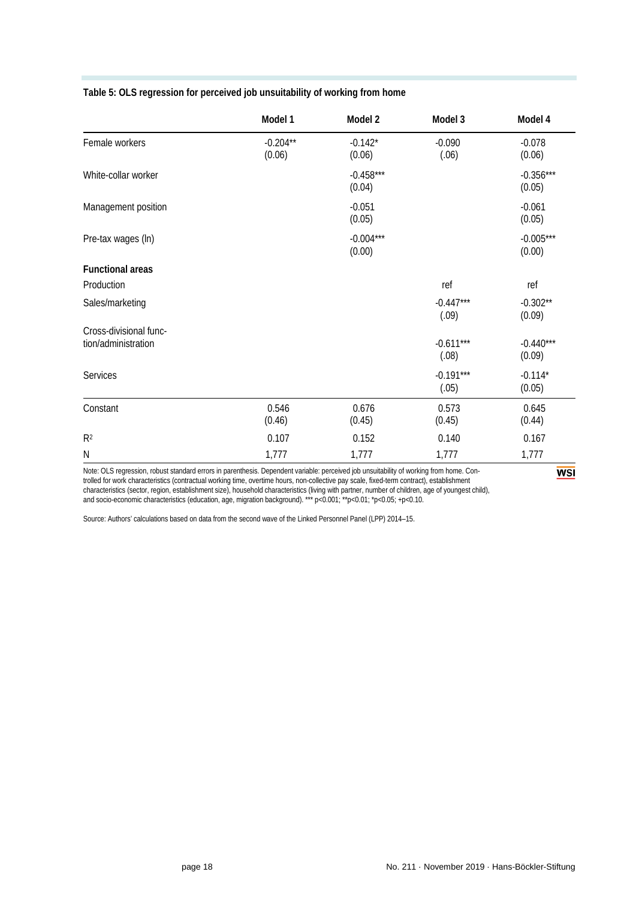**Table 5: OLS regression for perceived job unsuitability of working from home**

| | Model 1 | Model 2 | Model 3 | Model 4 |
|---|---|---|---|---|
| Female workers | -0.204**<br>(0.06) | -0.142*<br>(0.06) | -0.090<br>(.06) | -0.078<br>(0.06) |
| White-collar worker | | -0.458***<br>(0.04) | | -0.356***<br>(0.05) |
| Management position | | -0.051<br>(0.05) | | -0.061<br>(0.05) |
| Pre-tax wages (ln) | | -0.004***<br>(0.00) | | -0.005***<br>(0.00) |
| **Functional areas** | | | | |
| Production | | | ref | ref |
| Sales/marketing | | | -0.447***<br>(.09) | -0.302**<br>(0.09) |
| Cross-divisional function/administration | | | -0.611***<br>(.08) | -0.440***<br>(0.09) |
| Services | | | -0.191***<br>(.05) | -0.114*<br>(0.05) |
| Constant | 0.546<br>(0.46) | 0.676<br>(0.45) | 0.573<br>(0.45) | 0.645<br>(0.44) |
| $R^2$ | 0.107 | 0.152 | 0.140 | 0.167 |
| N | 1,777 | 1,777 | 1,777 | 1,777 |

Note: OLS regression, robust standard errors in parenthesis. Dependent variable: perceived job unsuitability of working from home. Controlled for work characteristics (contractual working time, overtime hours, non-collective pay scale, fixed-term contract), establishment characteristics (sector, region, establishment size), household characteristics (living with partner, number of children, age of youngest child), and socio-economic characteristics (education, age, migration background). *** p<0.001; **p<0.01; *p<0.05; +p<0.10.

Source: Authors' calculations based on data from the second wave of the Linked Personnel Panel (LPP) 2014–15.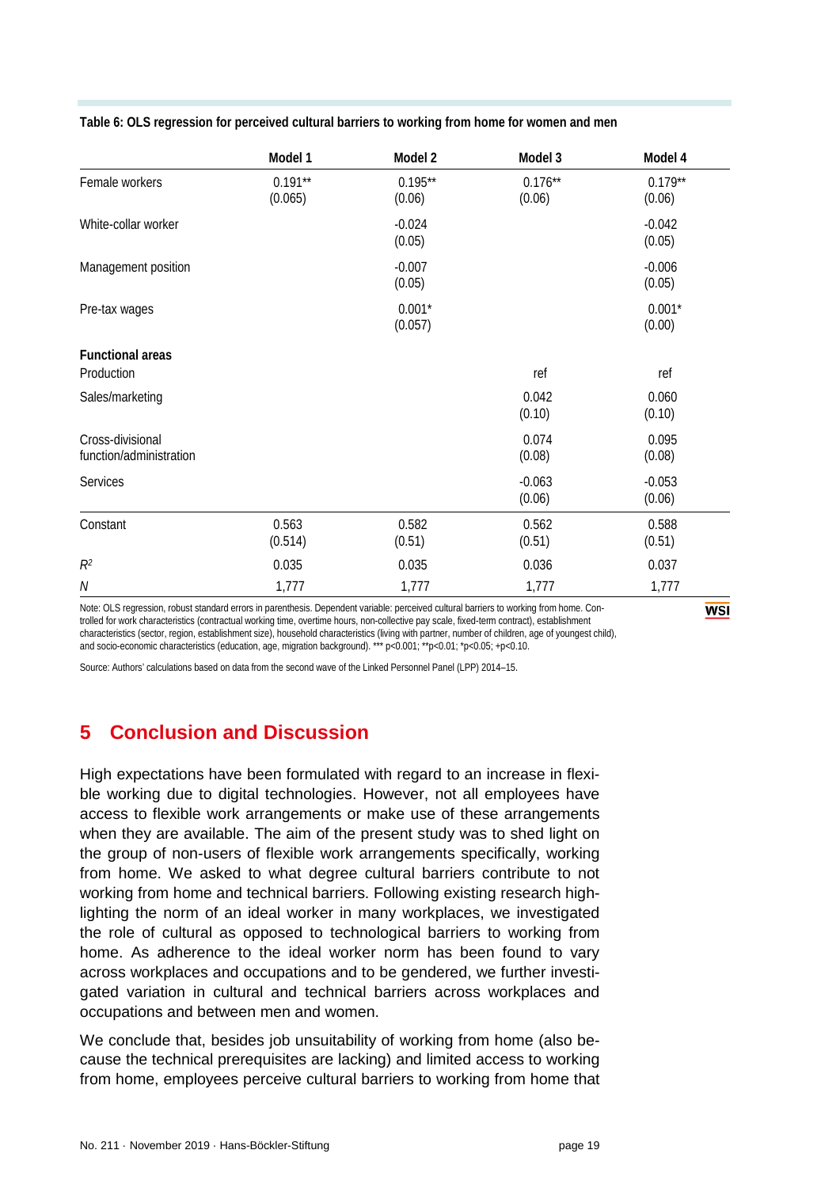**Table 6: OLS regression for perceived cultural barriers to working from home for women and men**

| | Model 1 | Model 2 | Model 3 | Model 4 |
|---|---|---|---|---|
| Female workers | 0.191**<br>(0.065) | 0.195**<br>(0.06) | 0.176**<br>(0.06) | 0.179**<br>(0.06) |
| White-collar worker | | -0.024<br>(0.05) | | -0.042<br>(0.05) |
| Management position | | -0.007<br>(0.05) | | -0.006<br>(0.05) |
| Pre-tax wages | | 0.001*<br>(0.057) | | 0.001*<br>(0.00) |
| **Functional areas** | | | | |
| Production | | | ref | ref |
| Sales/marketing | | | 0.042<br>(0.10) | 0.060<br>(0.10) |
| Cross-divisional function/administration | | | 0.074<br>(0.08) | 0.095<br>(0.08) |
| Services | | | -0.063<br>(0.06) | -0.053<br>(0.06) |
| Constant | 0.563<br>(0.514) | 0.582<br>(0.51) | 0.562<br>(0.51) | 0.588<br>(0.51) |
| $R^2$ | 0.035 | 0.035 | 0.036 | 0.037 |
| *N* | 1,777 | 1,777 | 1,777 | 1,777 |

Note: OLS regression, robust standard errors in parenthesis. Dependent variable: perceived cultural barriers to working from home. Controlled for work characteristics (contractual working time, overtime hours, non-collective pay scale, fixed-term contract), establishment characteristics (sector, region, establishment size), household characteristics (living with partner, number of children, age of youngest child), and socio-economic characteristics (education, age, migration background). *** p<0.001; **p<0.01; *p<0.05; +p<0.10.

Source: Authors' calculations based on data from the second wave of the Linked Personnel Panel (LPP) 2014–15.

## 5 Conclusion and Discussion

High expectations have been formulated with regard to an increase in flexible working due to digital technologies. However, not all employees have access to flexible work arrangements or make use of these arrangements when they are available. The aim of the present study was to shed light on the group of non-users of flexible work arrangements specifically, working from home. We asked to what degree cultural barriers contribute to not working from home and technical barriers. Following existing research highlighting the norm of an ideal worker in many workplaces, we investigated the role of cultural as opposed to technological barriers to working from home. As adherence to the ideal worker norm has been found to vary across workplaces and occupations and to be gendered, we further investigated variation in cultural and technical barriers across workplaces and occupations and between men and women.

We conclude that, besides job unsuitability of working from home (also because the technical prerequisites are lacking) and limited access to working from home, employees perceive cultural barriers to working from home that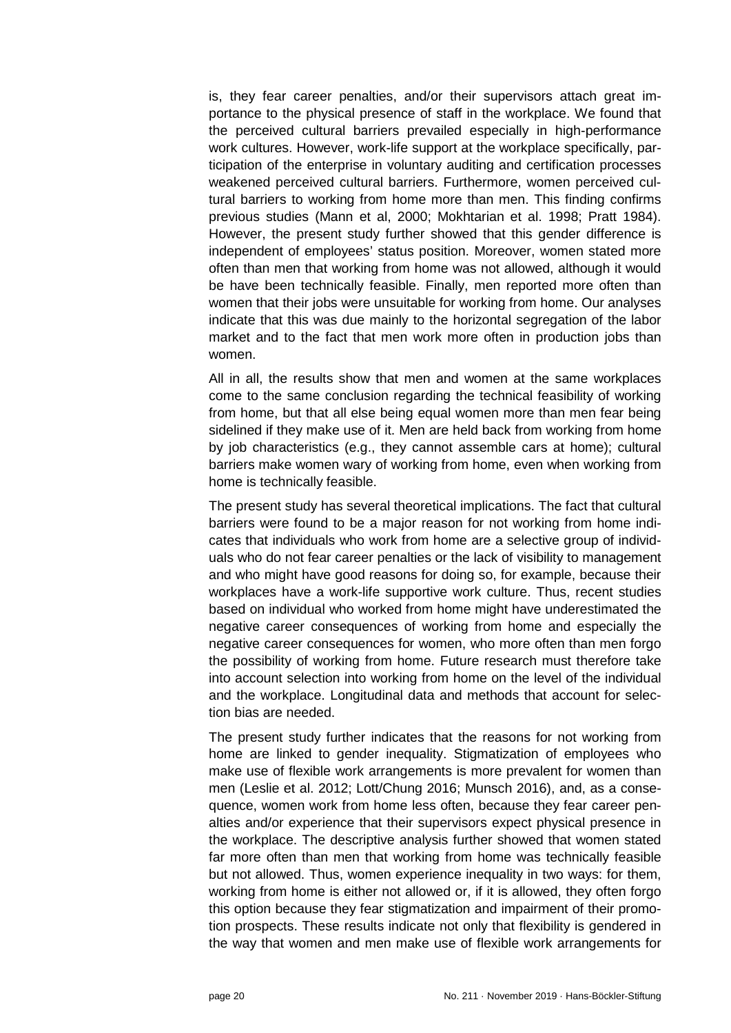is, they fear career penalties, and/or their supervisors attach great importance to the physical presence of staff in the workplace. We found that the perceived cultural barriers prevailed especially in high-performance work cultures. However, work-life support at the workplace specifically, participation of the enterprise in voluntary auditing and certification processes weakened perceived cultural barriers. Furthermore, women perceived cultural barriers to working from home more than men. This finding confirms previous studies (Mann et al, 2000; Mokhtarian et al. 1998; Pratt 1984). However, the present study further showed that this gender difference is independent of employees' status position. Moreover, women stated more often than men that working from home was not allowed, although it would be have been technically feasible. Finally, men reported more often than women that their jobs were unsuitable for working from home. Our analyses indicate that this was due mainly to the horizontal segregation of the labor market and to the fact that men work more often in production jobs than women.

All in all, the results show that men and women at the same workplaces come to the same conclusion regarding the technical feasibility of working from home, but that all else being equal women more than men fear being sidelined if they make use of it. Men are held back from working from home by job characteristics (e.g., they cannot assemble cars at home); cultural barriers make women wary of working from home, even when working from home is technically feasible.

The present study has several theoretical implications. The fact that cultural barriers were found to be a major reason for not working from home indicates that individuals who work from home are a selective group of individuals who do not fear career penalties or the lack of visibility to management and who might have good reasons for doing so, for example, because their workplaces have a work-life supportive work culture. Thus, recent studies based on individual who worked from home might have underestimated the negative career consequences of working from home and especially the negative career consequences for women, who more often than men forgo the possibility of working from home. Future research must therefore take into account selection into working from home on the level of the individual and the workplace. Longitudinal data and methods that account for selection bias are needed.

The present study further indicates that the reasons for not working from home are linked to gender inequality. Stigmatization of employees who make use of flexible work arrangements is more prevalent for women than men (Leslie et al. 2012; Lott/Chung 2016; Munsch 2016), and, as a consequence, women work from home less often, because they fear career penalties and/or experience that their supervisors expect physical presence in the workplace. The descriptive analysis further showed that women stated far more often than men that working from home was technically feasible but not allowed. Thus, women experience inequality in two ways: for them, working from home is either not allowed or, if it is allowed, they often forgo this option because they fear stigmatization and impairment of their promotion prospects. These results indicate not only that flexibility is gendered in the way that women and men make use of flexible work arrangements for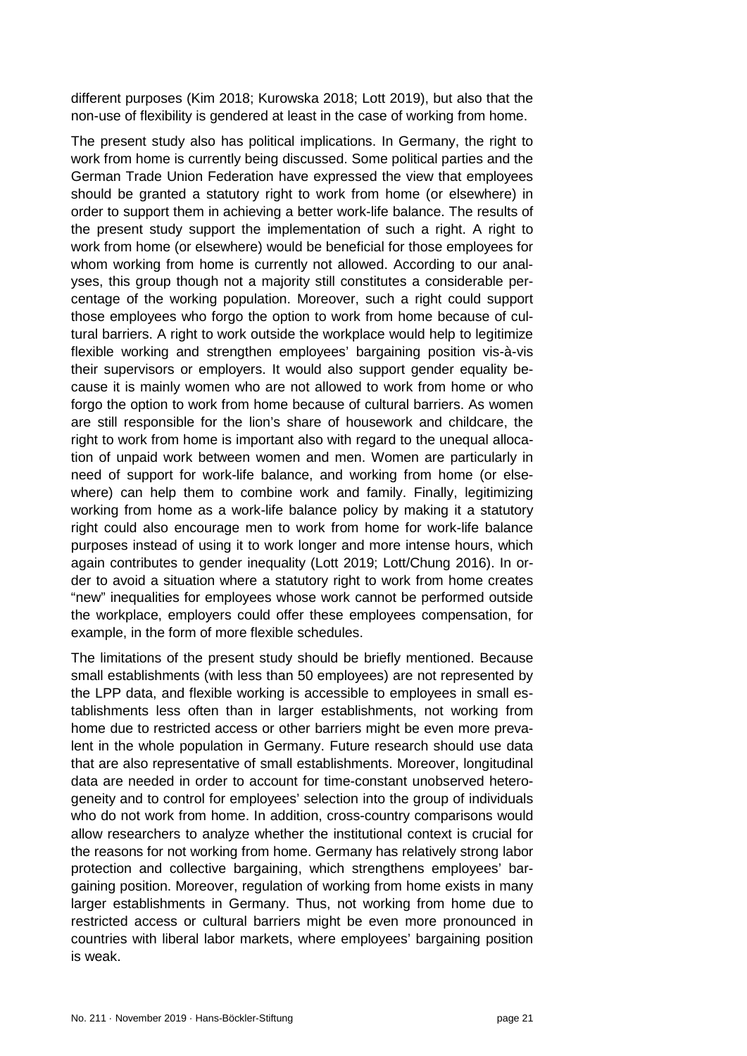different purposes (Kim 2018; Kurowska 2018; Lott 2019), but also that the non-use of flexibility is gendered at least in the case of working from home.

The present study also has political implications. In Germany, the right to work from home is currently being discussed. Some political parties and the German Trade Union Federation have expressed the view that employees should be granted a statutory right to work from home (or elsewhere) in order to support them in achieving a better work-life balance. The results of the present study support the implementation of such a right. A right to work from home (or elsewhere) would be beneficial for those employees for whom working from home is currently not allowed. According to our analyses, this group though not a majority still constitutes a considerable percentage of the working population. Moreover, such a right could support those employees who forgo the option to work from home because of cultural barriers. A right to work outside the workplace would help to legitimize flexible working and strengthen employees' bargaining position vis-à-vis their supervisors or employers. It would also support gender equality because it is mainly women who are not allowed to work from home or who forgo the option to work from home because of cultural barriers. As women are still responsible for the lion's share of housework and childcare, the right to work from home is important also with regard to the unequal allocation of unpaid work between women and men. Women are particularly in need of support for work-life balance, and working from home (or elsewhere) can help them to combine work and family. Finally, legitimizing working from home as a work-life balance policy by making it a statutory right could also encourage men to work from home for work-life balance purposes instead of using it to work longer and more intense hours, which again contributes to gender inequality (Lott 2019; Lott/Chung 2016). In order to avoid a situation where a statutory right to work from home creates "new" inequalities for employees whose work cannot be performed outside the workplace, employers could offer these employees compensation, for example, in the form of more flexible schedules.

The limitations of the present study should be briefly mentioned. Because small establishments (with less than 50 employees) are not represented by the LPP data, and flexible working is accessible to employees in small establishments less often than in larger establishments, not working from home due to restricted access or other barriers might be even more prevalent in the whole population in Germany. Future research should use data that are also representative of small establishments. Moreover, longitudinal data are needed in order to account for time-constant unobserved heterogeneity and to control for employees' selection into the group of individuals who do not work from home. In addition, cross-country comparisons would allow researchers to analyze whether the institutional context is crucial for the reasons for not working from home. Germany has relatively strong labor protection and collective bargaining, which strengthens employees' bargaining position. Moreover, regulation of working from home exists in many larger establishments in Germany. Thus, not working from home due to restricted access or cultural barriers might be even more pronounced in countries with liberal labor markets, where employees' bargaining position is weak.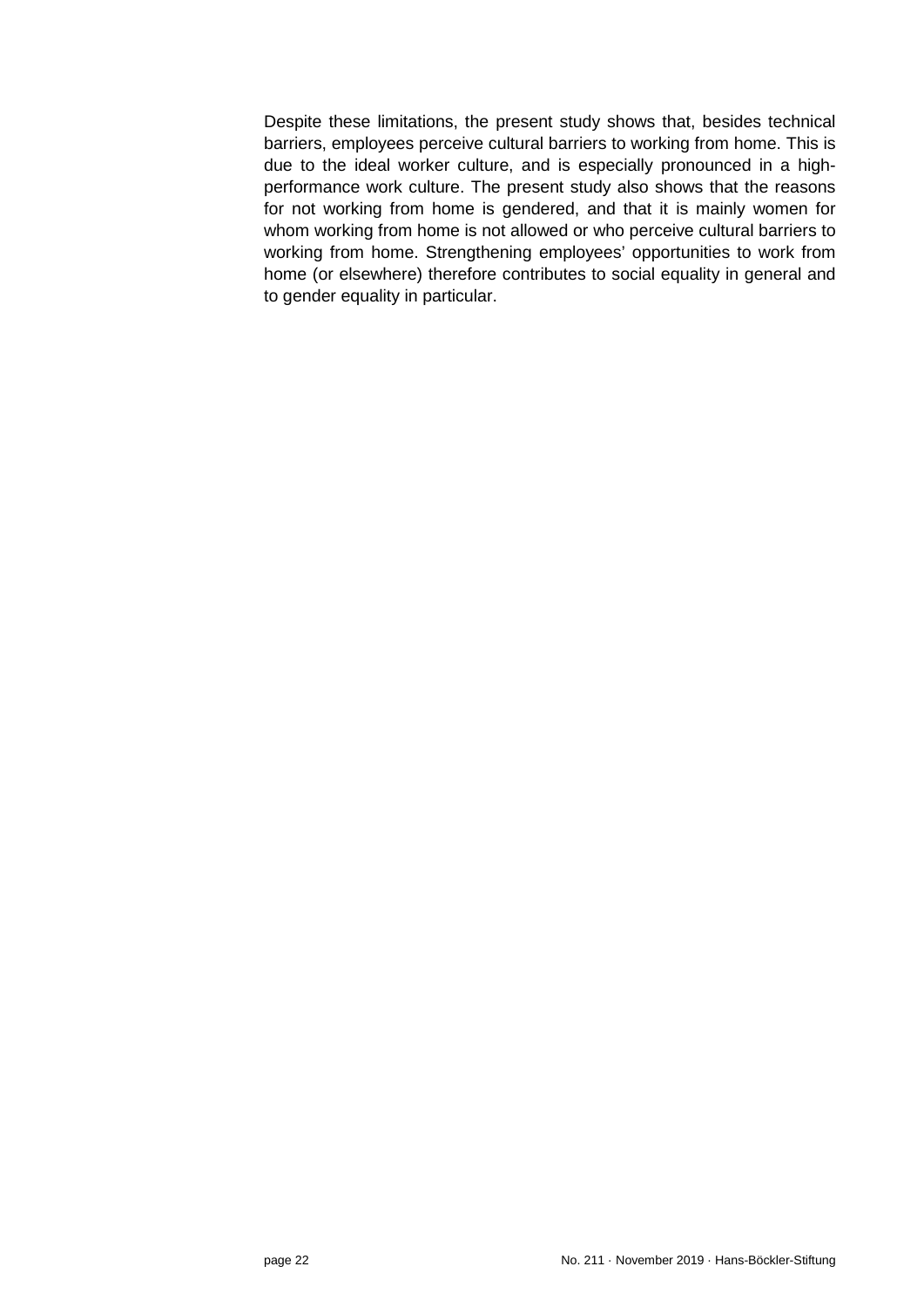Despite these limitations, the present study shows that, besides technical barriers, employees perceive cultural barriers to working from home. This is due to the ideal worker culture, and is especially pronounced in a high-performance work culture. The present study also shows that the reasons for not working from home is gendered, and that it is mainly women for whom working from home is not allowed or who perceive cultural barriers to working from home. Strengthening employees' opportunities to work from home (or elsewhere) therefore contributes to social equality in general and to gender equality in particular.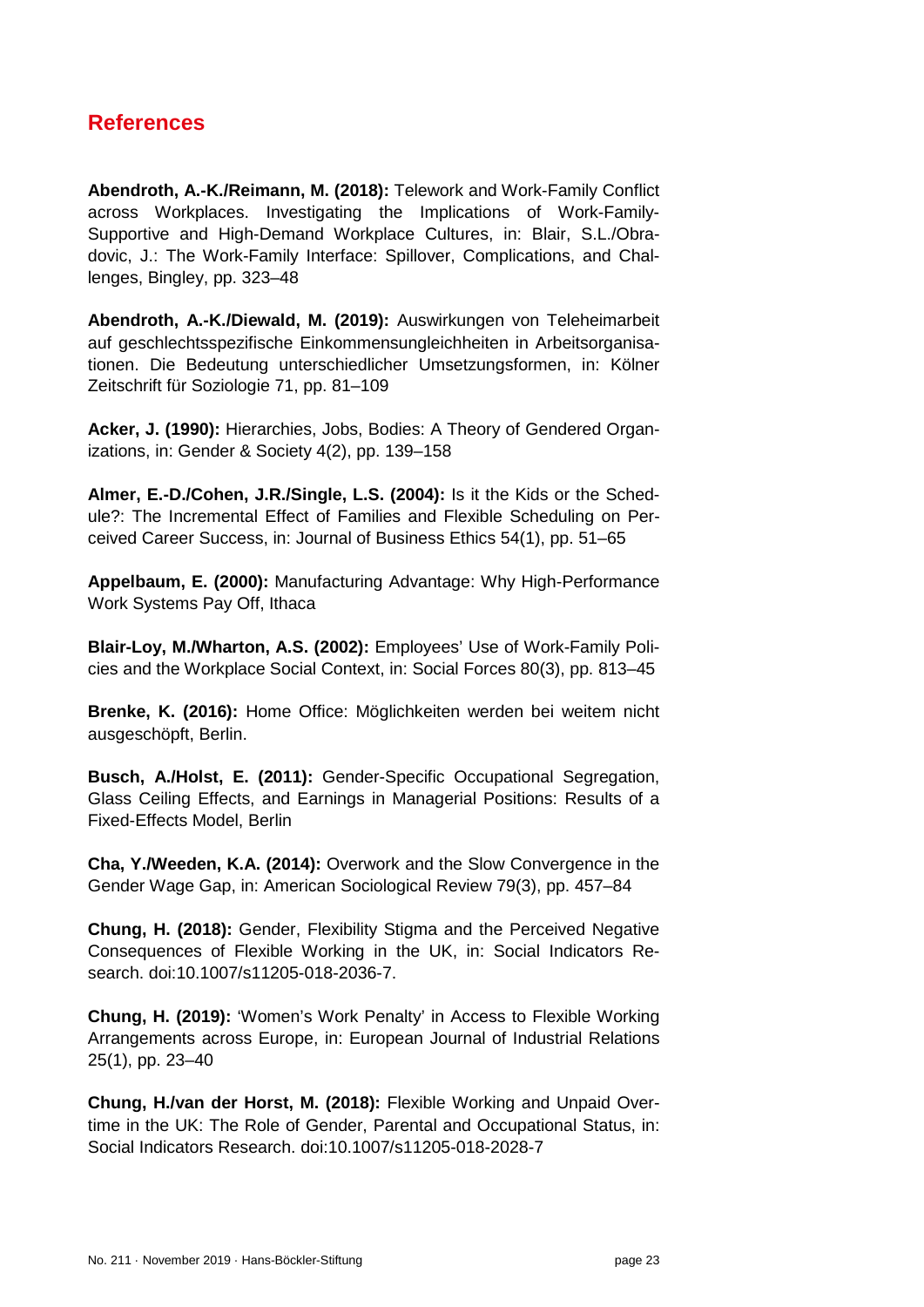## References

**Abendroth, A.-K./Reimann, M. (2018):** Telework and Work-Family Conflict across Workplaces. Investigating the Implications of Work-Family-Supportive and High-Demand Workplace Cultures, in: Blair, S.L./Obradovic, J.: The Work-Family Interface: Spillover, Complications, and Challenges, Bingley, pp. 323–48

**Abendroth, A.-K./Diewald, M. (2019):** Auswirkungen von Teleheimarbeit auf geschlechtsspezifische Einkommensungleichheiten in Arbeitsorganisationen. Die Bedeutung unterschiedlicher Umsetzungsformen, in: Kölner Zeitschrift für Soziologie 71, pp. 81–109

**Acker, J. (1990):** Hierarchies, Jobs, Bodies: A Theory of Gendered Organizations, in: Gender & Society 4(2), pp. 139–158

**Almer, E.-D./Cohen, J.R./Single, L.S. (2004):** Is it the Kids or the Schedule?: The Incremental Effect of Families and Flexible Scheduling on Perceived Career Success, in: Journal of Business Ethics 54(1), pp. 51–65

**Appelbaum, E. (2000):** Manufacturing Advantage: Why High-Performance Work Systems Pay Off, Ithaca

**Blair-Loy, M./Wharton, A.S. (2002):** Employees' Use of Work-Family Policies and the Workplace Social Context, in: Social Forces 80(3), pp. 813–45

**Brenke, K. (2016):** Home Office: Möglichkeiten werden bei weitem nicht ausgeschöpft, Berlin.

**Busch, A./Holst, E. (2011):** Gender-Specific Occupational Segregation, Glass Ceiling Effects, and Earnings in Managerial Positions: Results of a Fixed-Effects Model, Berlin

**Cha, Y./Weeden, K.A. (2014):** Overwork and the Slow Convergence in the Gender Wage Gap, in: American Sociological Review 79(3), pp. 457–84

**Chung, H. (2018):** Gender, Flexibility Stigma and the Perceived Negative Consequences of Flexible Working in the UK, in: Social Indicators Research. doi:10.1007/s11205-018-2036-7.

**Chung, H. (2019):** 'Women's Work Penalty' in Access to Flexible Working Arrangements across Europe, in: European Journal of Industrial Relations 25(1), pp. 23–40

**Chung, H./van der Horst, M. (2018):** Flexible Working and Unpaid Overtime in the UK: The Role of Gender, Parental and Occupational Status, in: Social Indicators Research. doi:10.1007/s11205-018-2028-7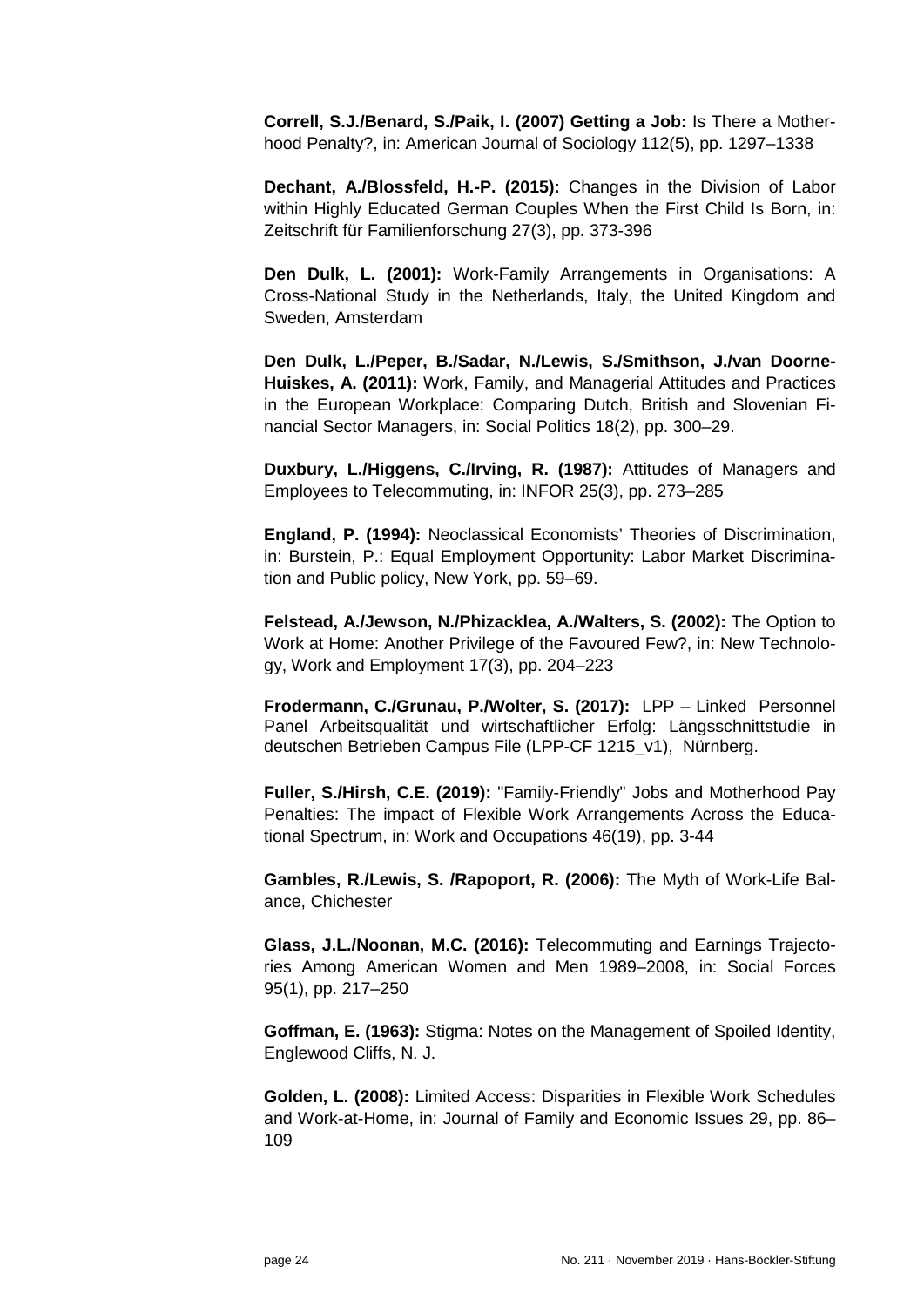**Correll, S.J./Benard, S./Paik, I. (2007) Getting a Job:** Is There a Motherhood Penalty?, in: American Journal of Sociology 112(5), pp. 1297–1338

**Dechant, A./Blossfeld, H.-P. (2015):** Changes in the Division of Labor within Highly Educated German Couples When the First Child Is Born, in: Zeitschrift für Familienforschung 27(3), pp. 373-396

**Den Dulk, L. (2001):** Work-Family Arrangements in Organisations: A Cross-National Study in the Netherlands, Italy, the United Kingdom and Sweden, Amsterdam

**Den Dulk, L./Peper, B./Sadar, N./Lewis, S./Smithson, J./van Doorne-Huiskes, A. (2011):** Work, Family, and Managerial Attitudes and Practices in the European Workplace: Comparing Dutch, British and Slovenian Financial Sector Managers, in: Social Politics 18(2), pp. 300–29.

**Duxbury, L./Higgens, C./Irving, R. (1987):** Attitudes of Managers and Employees to Telecommuting, in: INFOR 25(3), pp. 273–285

**England, P. (1994):** Neoclassical Economists' Theories of Discrimination, in: Burstein, P.: Equal Employment Opportunity: Labor Market Discrimination and Public policy, New York, pp. 59–69.

**Felstead, A./Jewson, N./Phizacklea, A./Walters, S. (2002):** The Option to Work at Home: Another Privilege of the Favoured Few?, in: New Technology, Work and Employment 17(3), pp. 204–223

**Frodermann, C./Grunau, P./Wolter, S. (2017):** LPP – Linked Personnel Panel Arbeitsqualität und wirtschaftlicher Erfolg: Längsschnittstudie in deutschen Betrieben Campus File (LPP-CF 1215_v1), Nürnberg.

**Fuller, S./Hirsh, C.E. (2019):** "Family-Friendly" Jobs and Motherhood Pay Penalties: The impact of Flexible Work Arrangements Across the Educational Spectrum, in: Work and Occupations 46(19), pp. 3-44

**Gambles, R./Lewis, S. /Rapoport, R. (2006):** The Myth of Work-Life Balance, Chichester

**Glass, J.L./Noonan, M.C. (2016):** Telecommuting and Earnings Trajectories Among American Women and Men 1989–2008, in: Social Forces 95(1), pp. 217–250

**Goffman, E. (1963):** Stigma: Notes on the Management of Spoiled Identity, Englewood Cliffs, N. J.

**Golden, L. (2008):** Limited Access: Disparities in Flexible Work Schedules and Work-at-Home, in: Journal of Family and Economic Issues 29, pp. 86–109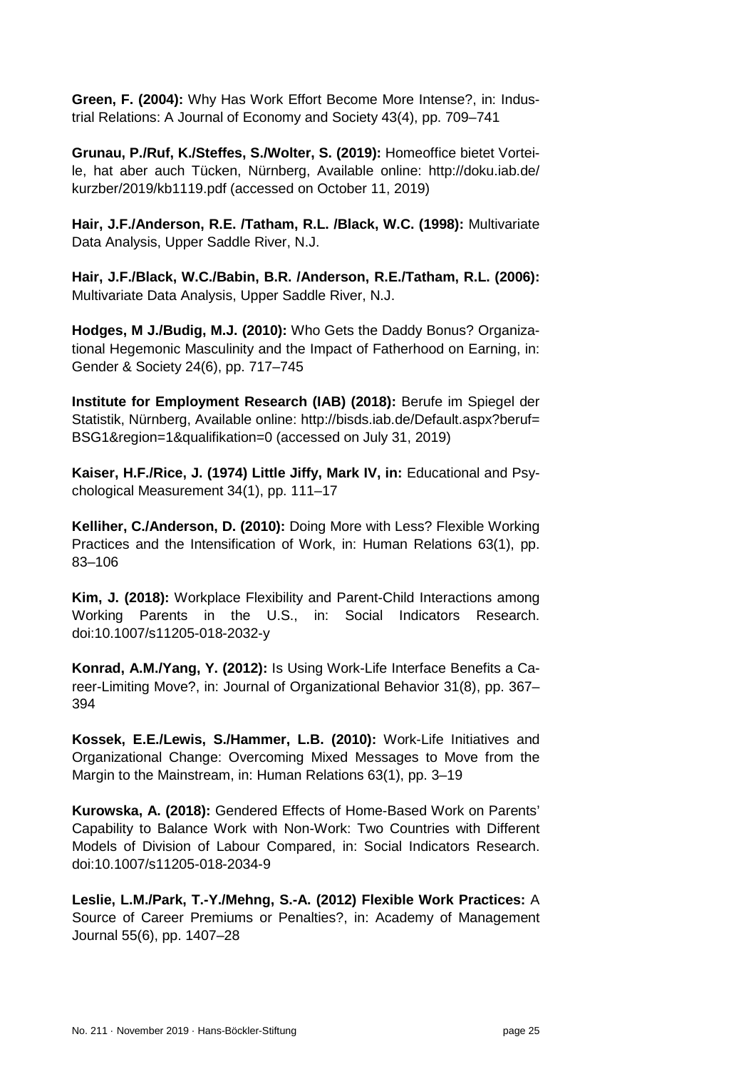**Green, F. (2004):** Why Has Work Effort Become More Intense?, in: Industrial Relations: A Journal of Economy and Society 43(4), pp. 709–741

**Grunau, P./Ruf, K./Steffes, S./Wolter, S. (2019):** Homeoffice bietet Vorteile, hat aber auch Tücken, Nürnberg, Available online: http://doku.iab.de/kurzber/2019/kb1119.pdf (accessed on October 11, 2019)

**Hair, J.F./Anderson, R.E. /Tatham, R.L. /Black, W.C. (1998):** Multivariate Data Analysis, Upper Saddle River, N.J.

**Hair, J.F./Black, W.C./Babin, B.R. /Anderson, R.E./Tatham, R.L. (2006):** Multivariate Data Analysis, Upper Saddle River, N.J.

**Hodges, M J./Budig, M.J. (2010):** Who Gets the Daddy Bonus? Organizational Hegemonic Masculinity and the Impact of Fatherhood on Earning, in: Gender & Society 24(6), pp. 717–745

**Institute for Employment Research (IAB) (2018):** Berufe im Spiegel der Statistik, Nürnberg, Available online: http://bisds.iab.de/Default.aspx?beruf=BSG1&region=1&qualifikation=0 (accessed on July 31, 2019)

**Kaiser, H.F./Rice, J. (1974) Little Jiffy, Mark IV, in:** Educational and Psychological Measurement 34(1), pp. 111–17

**Kelliher, C./Anderson, D. (2010):** Doing More with Less? Flexible Working Practices and the Intensification of Work, in: Human Relations 63(1), pp. 83–106

**Kim, J. (2018):** Workplace Flexibility and Parent-Child Interactions among Working Parents in the U.S., in: Social Indicators Research. doi:10.1007/s11205-018-2032-y

**Konrad, A.M./Yang, Y. (2012):** Is Using Work-Life Interface Benefits a Career-Limiting Move?, in: Journal of Organizational Behavior 31(8), pp. 367–394

**Kossek, E.E./Lewis, S./Hammer, L.B. (2010):** Work-Life Initiatives and Organizational Change: Overcoming Mixed Messages to Move from the Margin to the Mainstream, in: Human Relations 63(1), pp. 3–19

**Kurowska, A. (2018):** Gendered Effects of Home-Based Work on Parents' Capability to Balance Work with Non-Work: Two Countries with Different Models of Division of Labour Compared, in: Social Indicators Research. doi:10.1007/s11205-018-2034-9

**Leslie, L.M./Park, T.-Y./Mehng, S.-A. (2012) Flexible Work Practices:** A Source of Career Premiums or Penalties?, in: Academy of Management Journal 55(6), pp. 1407–28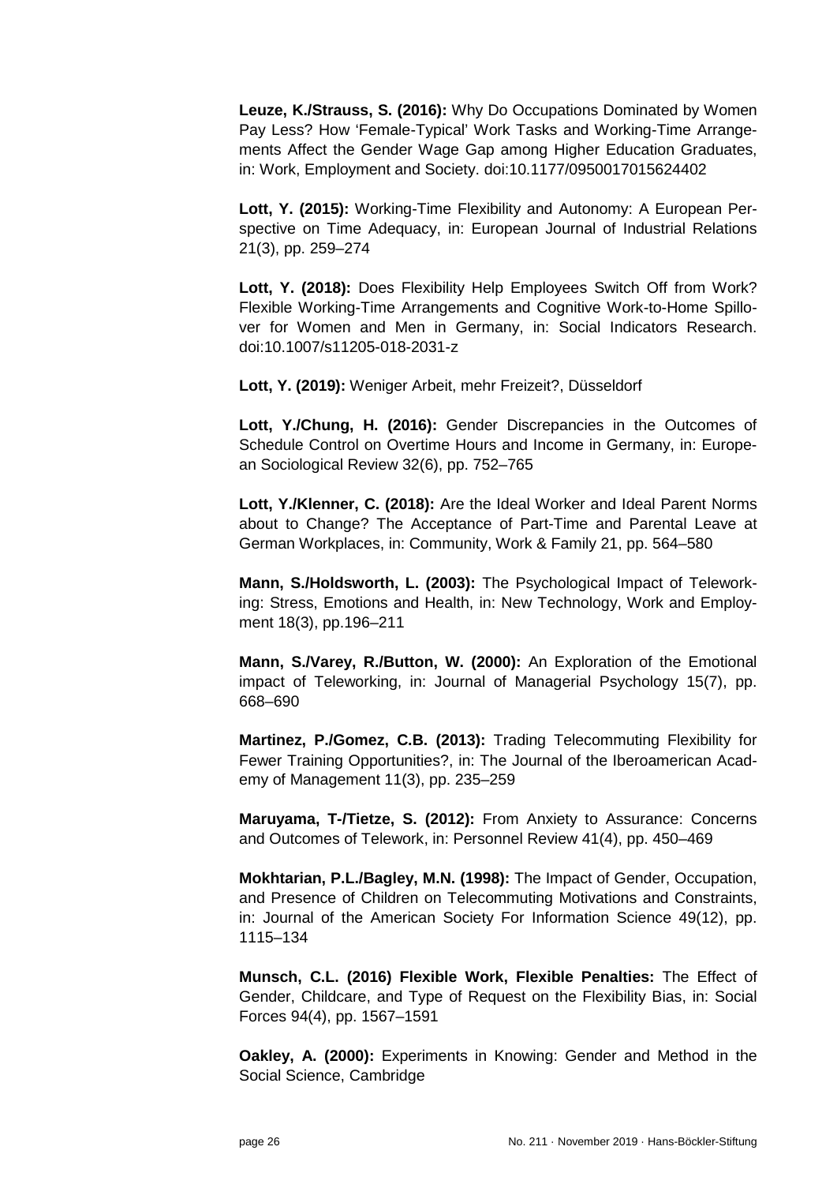**Leuze, K./Strauss, S. (2016):** Why Do Occupations Dominated by Women Pay Less? How 'Female-Typical' Work Tasks and Working-Time Arrangements Affect the Gender Wage Gap among Higher Education Graduates, in: Work, Employment and Society. doi:10.1177/0950017015624402

**Lott, Y. (2015):** Working-Time Flexibility and Autonomy: A European Perspective on Time Adequacy, in: European Journal of Industrial Relations 21(3), pp. 259–274

**Lott, Y. (2018):** Does Flexibility Help Employees Switch Off from Work? Flexible Working-Time Arrangements and Cognitive Work-to-Home Spillover for Women and Men in Germany, in: Social Indicators Research. doi:10.1007/s11205-018-2031-z

**Lott, Y. (2019):** Weniger Arbeit, mehr Freizeit?, Düsseldorf

**Lott, Y./Chung, H. (2016):** Gender Discrepancies in the Outcomes of Schedule Control on Overtime Hours and Income in Germany, in: European Sociological Review 32(6), pp. 752–765

**Lott, Y./Klenner, C. (2018):** Are the Ideal Worker and Ideal Parent Norms about to Change? The Acceptance of Part-Time and Parental Leave at German Workplaces, in: Community, Work & Family 21, pp. 564–580

**Mann, S./Holdsworth, L. (2003):** The Psychological Impact of Teleworking: Stress, Emotions and Health, in: New Technology, Work and Employment 18(3), pp.196–211

**Mann, S./Varey, R./Button, W. (2000):** An Exploration of the Emotional impact of Teleworking, in: Journal of Managerial Psychology 15(7), pp. 668–690

**Martinez, P./Gomez, C.B. (2013):** Trading Telecommuting Flexibility for Fewer Training Opportunities?, in: The Journal of the Iberoamerican Academy of Management 11(3), pp. 235–259

**Maruyama, T-/Tietze, S. (2012):** From Anxiety to Assurance: Concerns and Outcomes of Telework, in: Personnel Review 41(4), pp. 450–469

**Mokhtarian, P.L./Bagley, M.N. (1998):** The Impact of Gender, Occupation, and Presence of Children on Telecommuting Motivations and Constraints, in: Journal of the American Society For Information Science 49(12), pp. 1115–134

**Munsch, C.L. (2016) Flexible Work, Flexible Penalties:** The Effect of Gender, Childcare, and Type of Request on the Flexibility Bias, in: Social Forces 94(4), pp. 1567–1591

**Oakley, A. (2000):** Experiments in Knowing: Gender and Method in the Social Science, Cambridge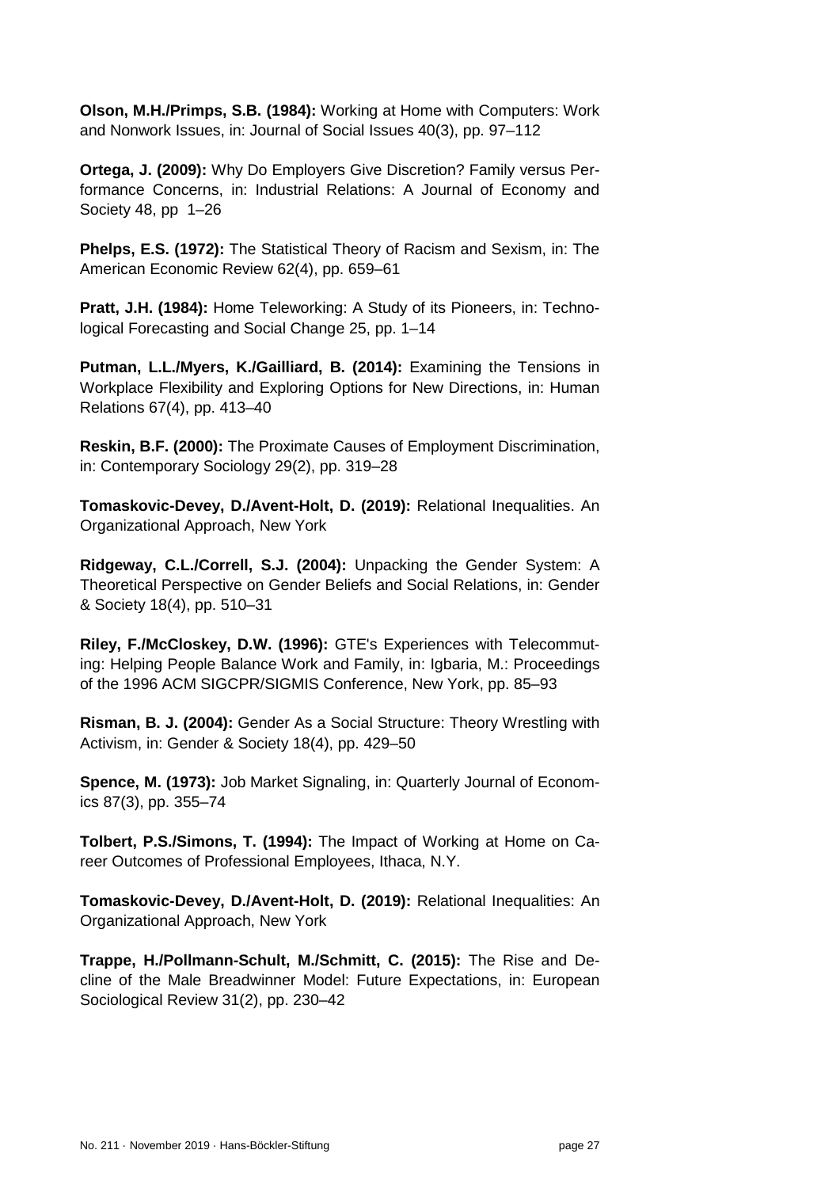**Olson, M.H./Primps, S.B. (1984):** Working at Home with Computers: Work and Nonwork Issues, in: Journal of Social Issues 40(3), pp. 97–112

**Ortega, J. (2009):** Why Do Employers Give Discretion? Family versus Performance Concerns, in: Industrial Relations: A Journal of Economy and Society 48, pp 1–26

**Phelps, E.S. (1972):** The Statistical Theory of Racism and Sexism, in: The American Economic Review 62(4), pp. 659–61

**Pratt, J.H. (1984):** Home Teleworking: A Study of its Pioneers, in: Technological Forecasting and Social Change 25, pp. 1–14

**Putman, L.L./Myers, K./Gailliard, B. (2014):** Examining the Tensions in Workplace Flexibility and Exploring Options for New Directions, in: Human Relations 67(4), pp. 413–40

**Reskin, B.F. (2000):** The Proximate Causes of Employment Discrimination, in: Contemporary Sociology 29(2), pp. 319–28

**Tomaskovic-Devey, D./Avent-Holt, D. (2019):** Relational Inequalities. An Organizational Approach, New York

**Ridgeway, C.L./Correll, S.J. (2004):** Unpacking the Gender System: A Theoretical Perspective on Gender Beliefs and Social Relations, in: Gender & Society 18(4), pp. 510–31

**Riley, F./McCloskey, D.W. (1996):** GTE's Experiences with Telecommuting: Helping People Balance Work and Family, in: Igbaria, M.: Proceedings of the 1996 ACM SIGCPR/SIGMIS Conference, New York, pp. 85–93

**Risman, B. J. (2004):** Gender As a Social Structure: Theory Wrestling with Activism, in: Gender & Society 18(4), pp. 429–50

**Spence, M. (1973):** Job Market Signaling, in: Quarterly Journal of Economics 87(3), pp. 355–74

**Tolbert, P.S./Simons, T. (1994):** The Impact of Working at Home on Career Outcomes of Professional Employees, Ithaca, N.Y.

**Tomaskovic-Devey, D./Avent-Holt, D. (2019):** Relational Inequalities: An Organizational Approach, New York

**Trappe, H./Pollmann-Schult, M./Schmitt, C. (2015):** The Rise and Decline of the Male Breadwinner Model: Future Expectations, in: European Sociological Review 31(2), pp. 230–42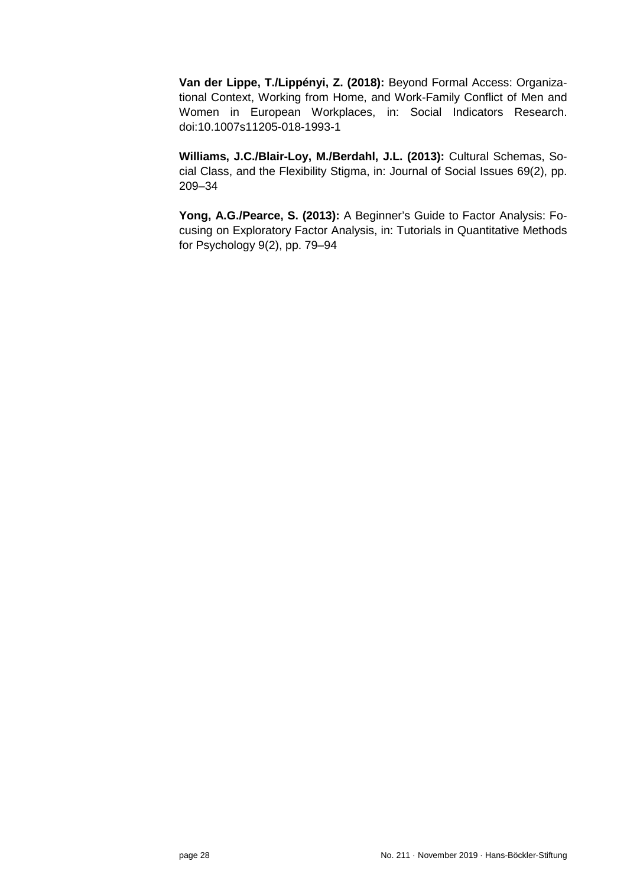**Van der Lippe, T./Lippényi, Z. (2018):** Beyond Formal Access: Organizational Context, Working from Home, and Work-Family Conflict of Men and Women in European Workplaces, in: Social Indicators Research. doi:10.1007s11205-018-1993-1

**Williams, J.C./Blair-Loy, M./Berdahl, J.L. (2013):** Cultural Schemas, Social Class, and the Flexibility Stigma, in: Journal of Social Issues 69(2), pp. 209–34

**Yong, A.G./Pearce, S. (2013):** A Beginner's Guide to Factor Analysis: Focusing on Exploratory Factor Analysis, in: Tutorials in Quantitative Methods for Psychology 9(2), pp. 79–94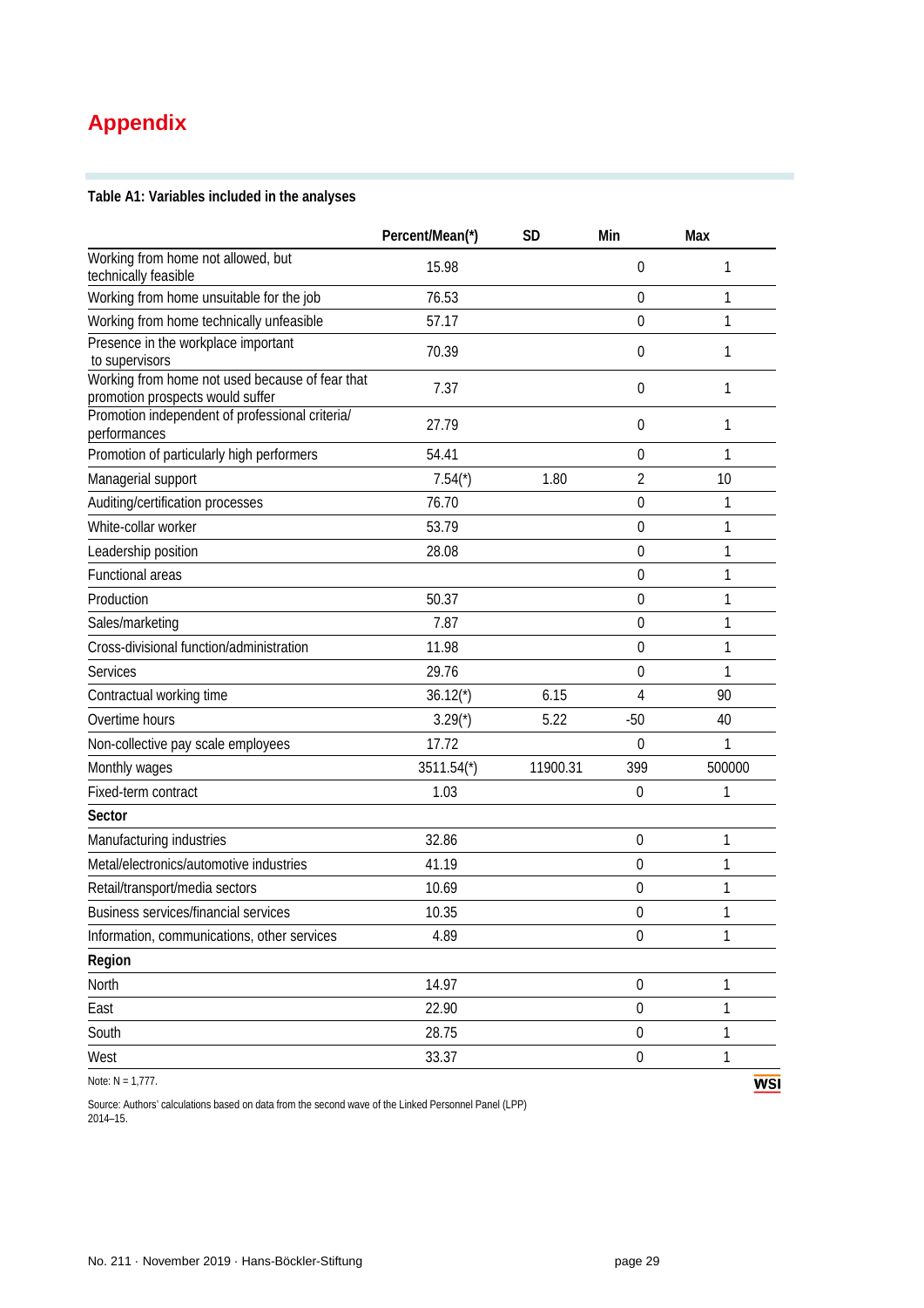# Appendix

**Table A1: Variables included in the analyses**

| | Percent/Mean(*) | SD | Min | Max |
|---|---|---|---|---|
| Working from home not allowed, but technically feasible | 15.98 | | 0 | 1 |
| Working from home unsuitable for the job | 76.53 | | 0 | 1 |
| Working from home technically unfeasible | 57.17 | | 0 | 1 |
| Presence in the workplace important to supervisors | 70.39 | | 0 | 1 |
| Working from home not used because of fear that promotion prospects would suffer | 7.37 | | 0 | 1 |
| Promotion independent of professional criteria/ performances | 27.79 | | 0 | 1 |
| Promotion of particularly high performers | 54.41 | | 0 | 1 |
| Managerial support | 7.54(*) | 1.80 | 2 | 10 |
| Auditing/certification processes | 76.70 | | 0 | 1 |
| White-collar worker | 53.79 | | 0 | 1 |
| Leadership position | 28.08 | | 0 | 1 |
| Functional areas | | | 0 | 1 |
| Production | 50.37 | | 0 | 1 |
| Sales/marketing | 7.87 | | 0 | 1 |
| Cross-divisional function/administration | 11.98 | | 0 | 1 |
| Services | 29.76 | | 0 | 1 |
| Contractual working time | 36.12(*) | 6.15 | 4 | 90 |
| Overtime hours | 3.29(*) | 5.22 | -50 | 40 |
| Non-collective pay scale employees | 17.72 | | 0 | 1 |
| Monthly wages | 3511.54(*) | 11900.31 | 399 | 500000 |
| Fixed-term contract | 1.03 | | 0 | 1 |
| **Sector** | | | | |
| Manufacturing industries | 32.86 | | 0 | 1 |
| Metal/electronics/automotive industries | 41.19 | | 0 | 1 |
| Retail/transport/media sectors | 10.69 | | 0 | 1 |
| Business services/financial services | 10.35 | | 0 | 1 |
| Information, communications, other services | 4.89 | | 0 | 1 |
| **Region** | | | | |
| North | 14.97 | | 0 | 1 |
| East | 22.90 | | 0 | 1 |
| South | 28.75 | | 0 | 1 |
| West | 33.37 | | 0 | 1 |

Note: N = 1,777.

Source: Authors' calculations based on data from the second wave of the Linked Personnel Panel (LPP) 2014–15.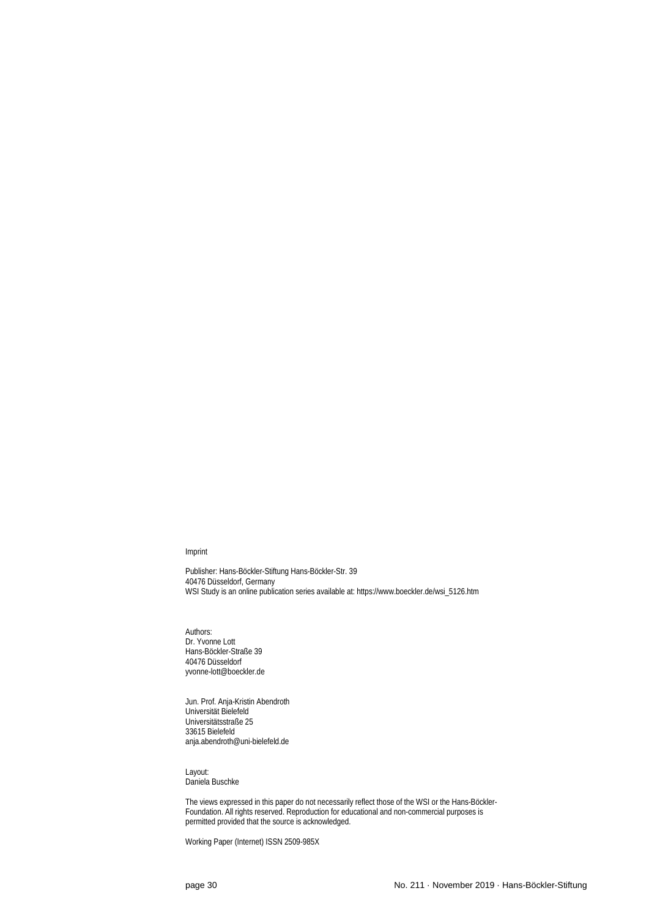Imprint

Publisher: Hans-Böckler-Stiftung Hans-Böckler-Str. 39
40476 Düsseldorf, Germany
WSI Study is an online publication series available at: https://www.boeckler.de/wsi_5126.htm

Authors:
Dr. Yvonne Lott
Hans-Böckler-Straße 39
40476 Düsseldorf
yvonne-lott@boeckler.de

Jun. Prof. Anja-Kristin Abendroth
Universität Bielefeld
Universitätsstraße 25
33615 Bielefeld
anja.abendroth@uni-bielefeld.de

Layout:
Daniela Buschke

The views expressed in this paper do not necessarily reflect those of the WSI or the Hans-Böckler-Foundation. All rights reserved. Reproduction for educational and non-commercial purposes is permitted provided that the source is acknowledged.

Working Paper (Internet) ISSN 2509-985X